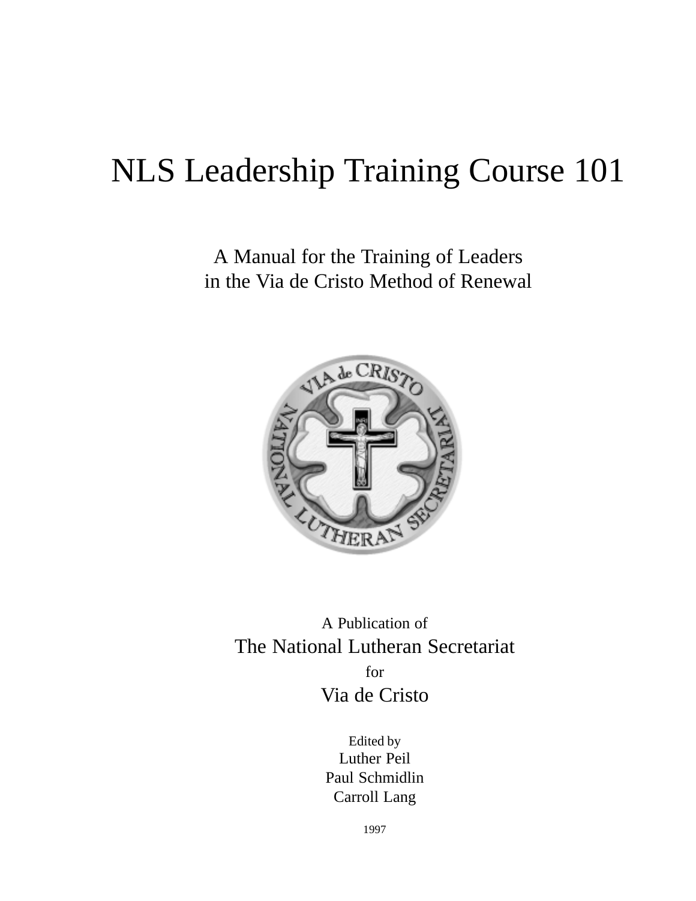# NLS Leadership Training Course 101

A Manual for the Training of Leaders
in the Via de Cristo Method of Renewal

A Publication of
The National Lutheran Secretariat
for
Via de Cristo

Edited by
Luther Peil
Paul Schmidlin
Carroll Lang

1997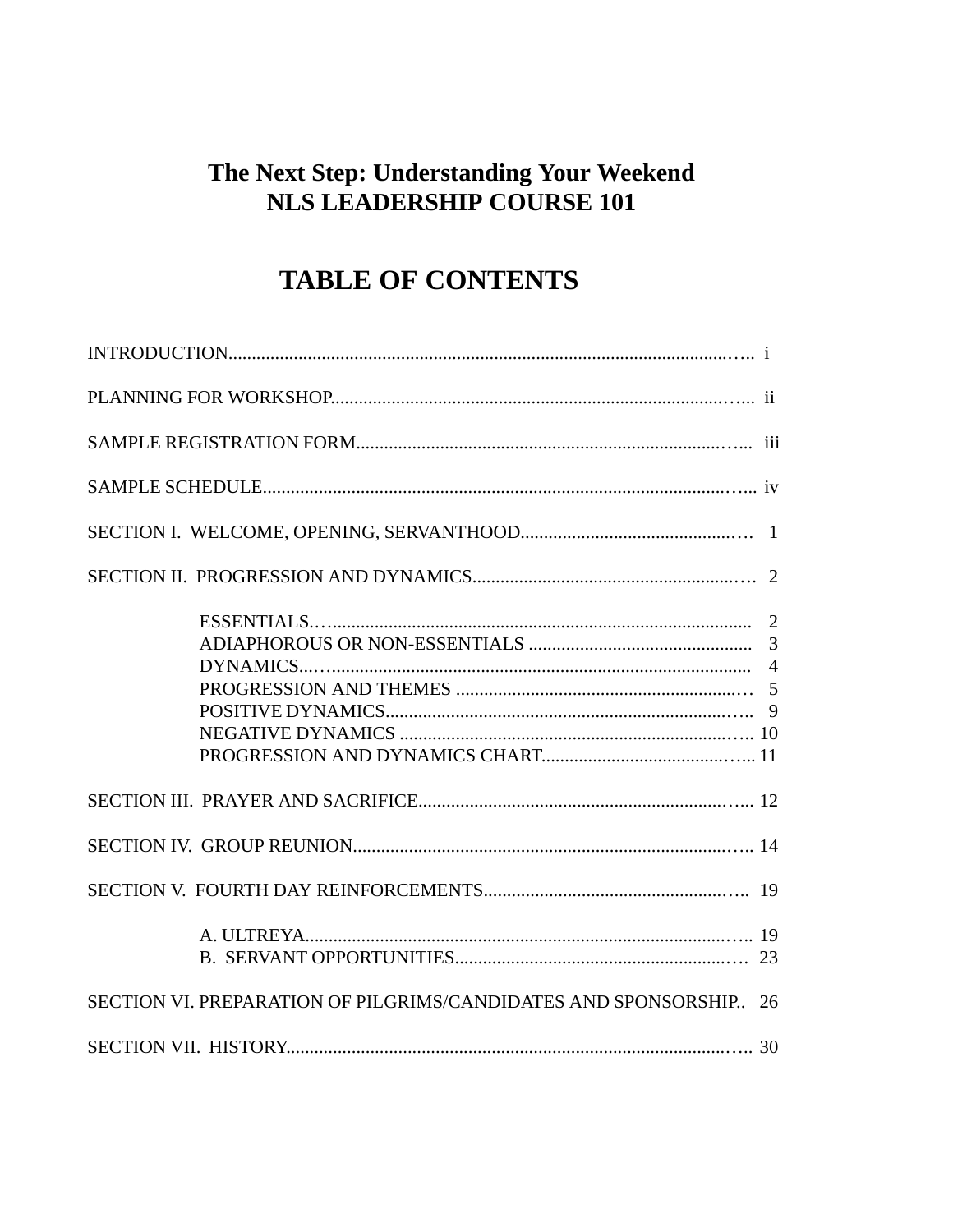# The Next Step: Understanding Your Weekend
# NLS LEADERSHIP COURSE 101

## TABLE OF CONTENTS

INTRODUCTION.......................................................................................................... i

PLANNING FOR WORKSHOP.................................................................................... ii

SAMPLE REGISTRATION FORM............................................................................... iii

SAMPLE SCHEDULE................................................................................................... iv

SECTION I. WELCOME, OPENING, SERVANTHOOD............................................. 1

SECTION II. PROGRESSION AND DYNAMICS......................................................... 2

- ESSENTIALS............................................................................................ 2
- ADIAPHOROUS OR NON-ESSENTIALS ................................................ 3
- DYNAMICS............................................................................................... 4
- PROGRESSION AND THEMES .............................................................. 5
- POSITIVE DYNAMICS............................................................................. 9
- NEGATIVE DYNAMICS .......................................................................... 10
- PROGRESSION AND DYNAMICS CHART............................................ 11

SECTION III. PRAYER AND SACRIFICE..................................................................... 12

SECTION IV. GROUP REUNION................................................................................. 14

SECTION V. FOURTH DAY REINFORCEMENTS...................................................... 19

- A. ULTREYA............................................................................................. 19
- B. SERVANT OPPORTUNITIES................................................................ 23

SECTION VI. PREPARATION OF PILGRIMS/CANDIDATES AND SPONSORSHIP.. 26

SECTION VII. HISTORY................................................................................................. 30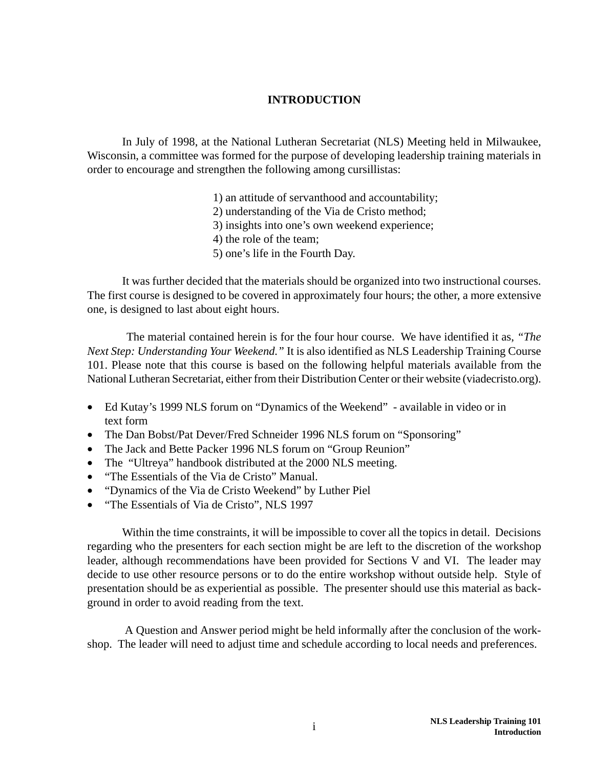# INTRODUCTION

In July of 1998, at the National Lutheran Secretariat (NLS) Meeting held in Milwaukee, Wisconsin, a committee was formed for the purpose of developing leadership training materials in order to encourage and strengthen the following among cursillistas:

1) an attitude of servanthood and accountability;
2) understanding of the Via de Cristo method;
3) insights into one's own weekend experience;
4) the role of the team;
5) one's life in the Fourth Day.

It was further decided that the materials should be organized into two instructional courses. The first course is designed to be covered in approximately four hours; the other, a more extensive one, is designed to last about eight hours.

The material contained herein is for the four hour course. We have identified it as, *"The Next Step: Understanding Your Weekend."* It is also identified as NLS Leadership Training Course 101. Please note that this course is based on the following helpful materials available from the National Lutheran Secretariat, either from their Distribution Center or their website (viadecristo.org).

- Ed Kutay's 1999 NLS forum on "Dynamics of the Weekend" - available in video or in text form
- The Dan Bobst/Pat Dever/Fred Schneider 1996 NLS forum on "Sponsoring"
- The Jack and Bette Packer 1996 NLS forum on "Group Reunion"
- The "Ultreya" handbook distributed at the 2000 NLS meeting.
- "The Essentials of the Via de Cristo" Manual.
- "Dynamics of the Via de Cristo Weekend" by Luther Piel
- "The Essentials of Via de Cristo", NLS 1997

Within the time constraints, it will be impossible to cover all the topics in detail. Decisions regarding who the presenters for each section might be are left to the discretion of the workshop leader, although recommendations have been provided for Sections V and VI. The leader may decide to use other resource persons or to do the entire workshop without outside help. Style of presentation should be as experiential as possible. The presenter should use this material as background in order to avoid reading from the text.

A Question and Answer period might be held informally after the conclusion of the workshop. The leader will need to adjust time and schedule according to local needs and preferences.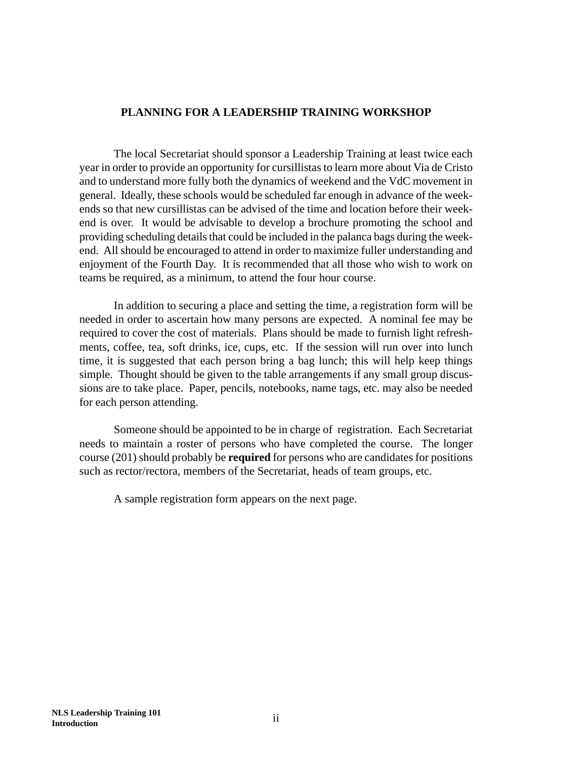## PLANNING FOR A LEADERSHIP TRAINING WORKSHOP

The local Secretariat should sponsor a Leadership Training at least twice each year in order to provide an opportunity for cursillistas to learn more about Via de Cristo and to understand more fully both the dynamics of weekend and the VdC movement in general. Ideally, these schools would be scheduled far enough in advance of the weekends so that new cursillistas can be advised of the time and location before their weekend is over. It would be advisable to develop a brochure promoting the school and providing scheduling details that could be included in the palanca bags during the weekend. All should be encouraged to attend in order to maximize fuller understanding and enjoyment of the Fourth Day. It is recommended that all those who wish to work on teams be required, as a minimum, to attend the four hour course.

In addition to securing a place and setting the time, a registration form will be needed in order to ascertain how many persons are expected. A nominal fee may be required to cover the cost of materials. Plans should be made to furnish light refreshments, coffee, tea, soft drinks, ice, cups, etc. If the session will run over into lunch time, it is suggested that each person bring a bag lunch; this will help keep things simple. Thought should be given to the table arrangements if any small group discussions are to take place. Paper, pencils, notebooks, name tags, etc. may also be needed for each person attending.

Someone should be appointed to be in charge of registration. Each Secretariat needs to maintain a roster of persons who have completed the course. The longer course (201) should probably be **required** for persons who are candidates for positions such as rector/rectora, members of the Secretariat, heads of team groups, etc.

A sample registration form appears on the next page.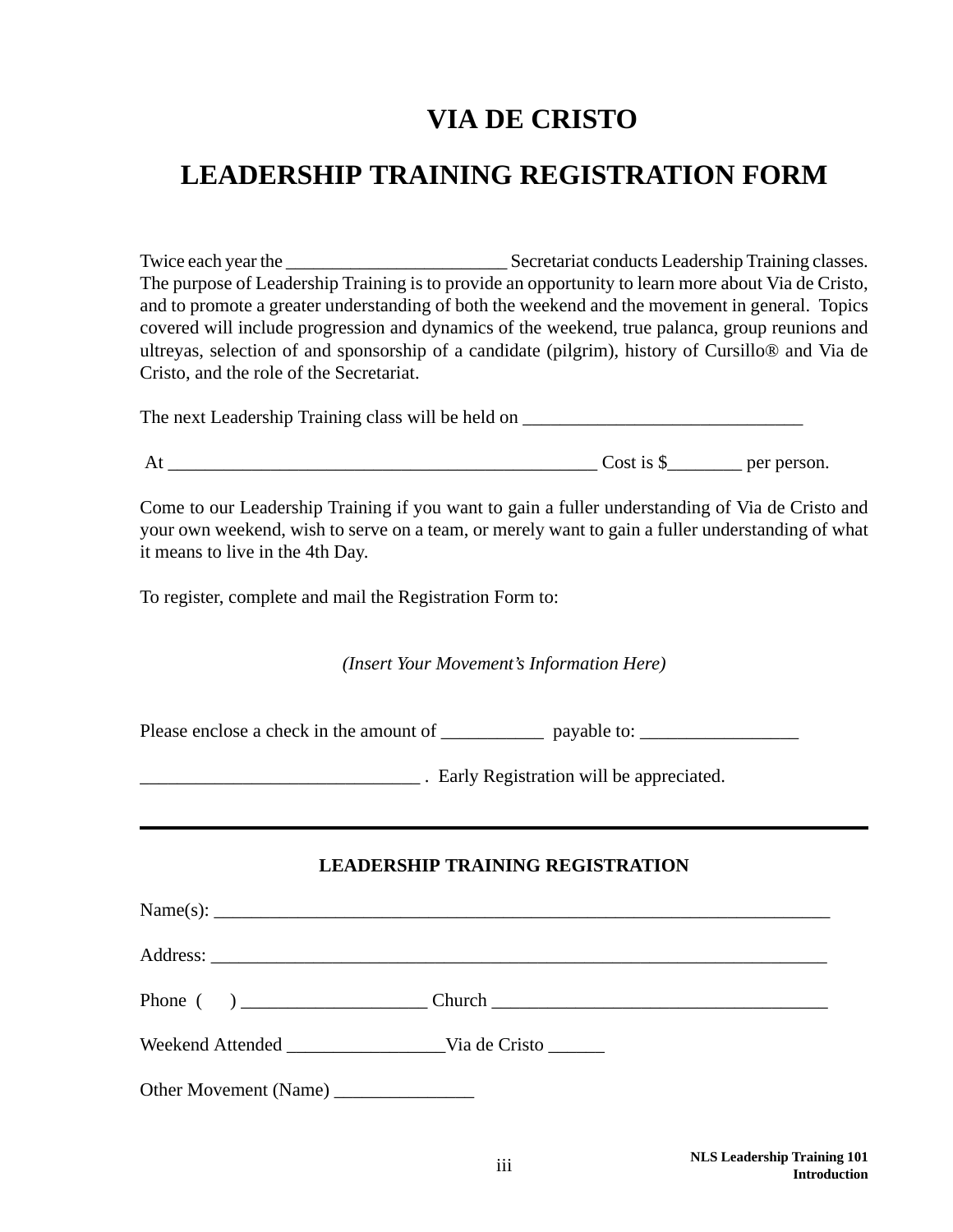# VIA DE CRISTO

# LEADERSHIP TRAINING REGISTRATION FORM

Twice each year the ________________________ Secretariat conducts Leadership Training classes. The purpose of Leadership Training is to provide an opportunity to learn more about Via de Cristo, and to promote a greater understanding of both the weekend and the movement in general. Topics covered will include progression and dynamics of the weekend, true palanca, group reunions and ultreyas, selection of and sponsorship of a candidate (pilgrim), history of Cursillo® and Via de Cristo, and the role of the Secretariat.

The next Leadership Training class will be held on ______________________________

At ______________________________________________ Cost is $________ per person.

Come to our Leadership Training if you want to gain a fuller understanding of Via de Cristo and your own weekend, wish to serve on a team, or merely want to gain a fuller understanding of what it means to live in the 4th Day.

To register, complete and mail the Registration Form to:

*(Insert Your Movement's Information Here)*

Please enclose a check in the amount of ___________ payable to: _________________

_____________________________ . Early Registration will be appreciated.

---

**LEADERSHIP TRAINING REGISTRATION**

Name(s): ___________________________________________________________________

Address: ___________________________________________________________________

Phone ( ) ___________________ Church ___________________________________

Weekend Attended ________________Via de Cristo ______

Other Movement (Name) ______________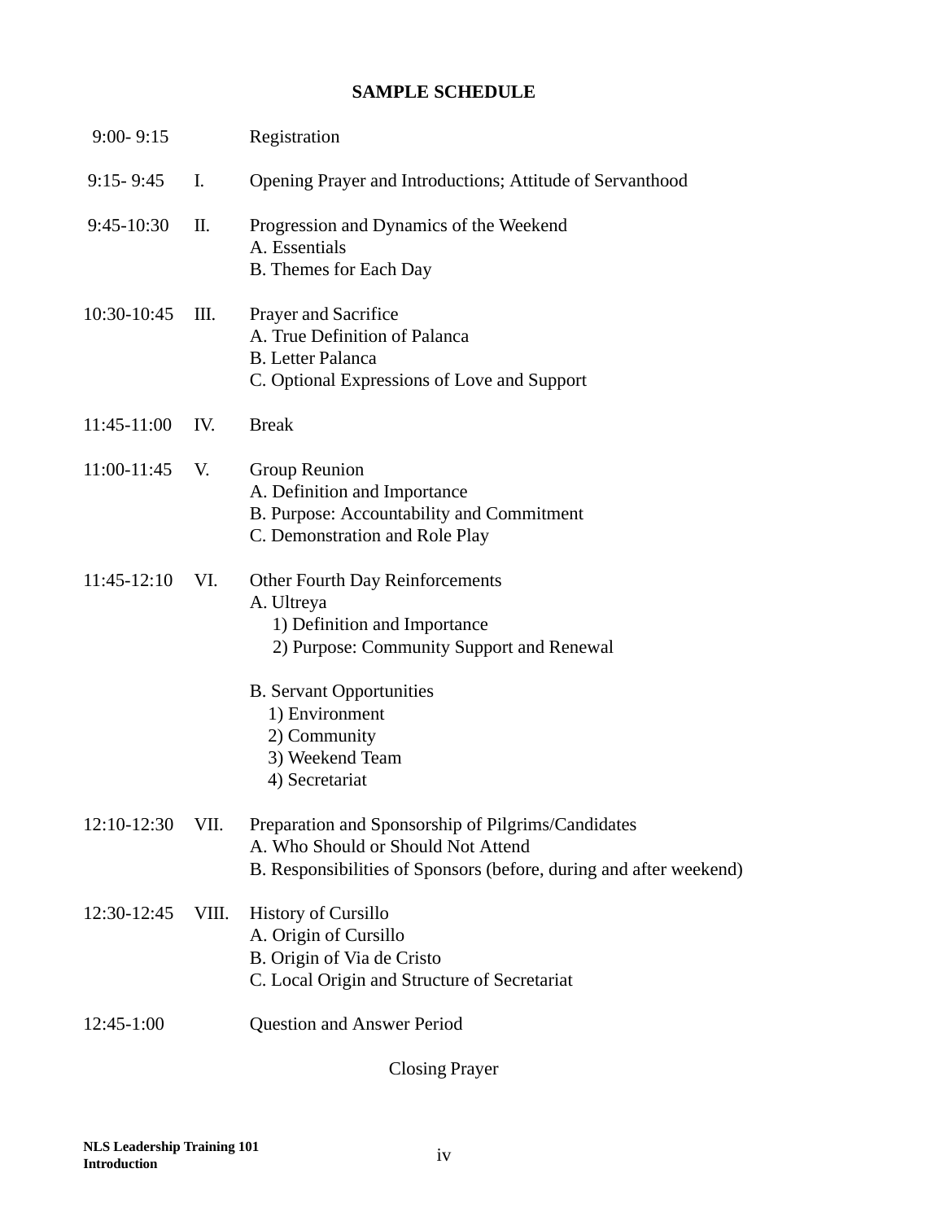## SAMPLE SCHEDULE

| Time | | Session |
|---|---|---|
| 9:00- 9:15 | | Registration |
| 9:15- 9:45 | I. | Opening Prayer and Introductions; Attitude of Servanthood |
| 9:45-10:30 | II. | Progression and Dynamics of the Weekend<br>A. Essentials<br>B. Themes for Each Day |
| 10:30-10:45 | III. | Prayer and Sacrifice<br>A. True Definition of Palanca<br>B. Letter Palanca<br>C. Optional Expressions of Love and Support |
| 11:45-11:00 | IV. | Break |
| 11:00-11:45 | V. | Group Reunion<br>A. Definition and Importance<br>B. Purpose: Accountability and Commitment<br>C. Demonstration and Role Play |
| 11:45-12:10 | VI. | Other Fourth Day Reinforcements<br>A. Ultreya<br>1) Definition and Importance<br>2) Purpose: Community Support and Renewal<br><br>B. Servant Opportunities<br>1) Environment<br>2) Community<br>3) Weekend Team<br>4) Secretariat |
| 12:10-12:30 | VII. | Preparation and Sponsorship of Pilgrims/Candidates<br>A. Who Should or Should Not Attend<br>B. Responsibilities of Sponsors (before, during and after weekend) |
| 12:30-12:45 | VIII. | History of Cursillo<br>A. Origin of Cursillo<br>B. Origin of Via de Cristo<br>C. Local Origin and Structure of Secretariat |
| 12:45-1:00 | | Question and Answer Period |

Closing Prayer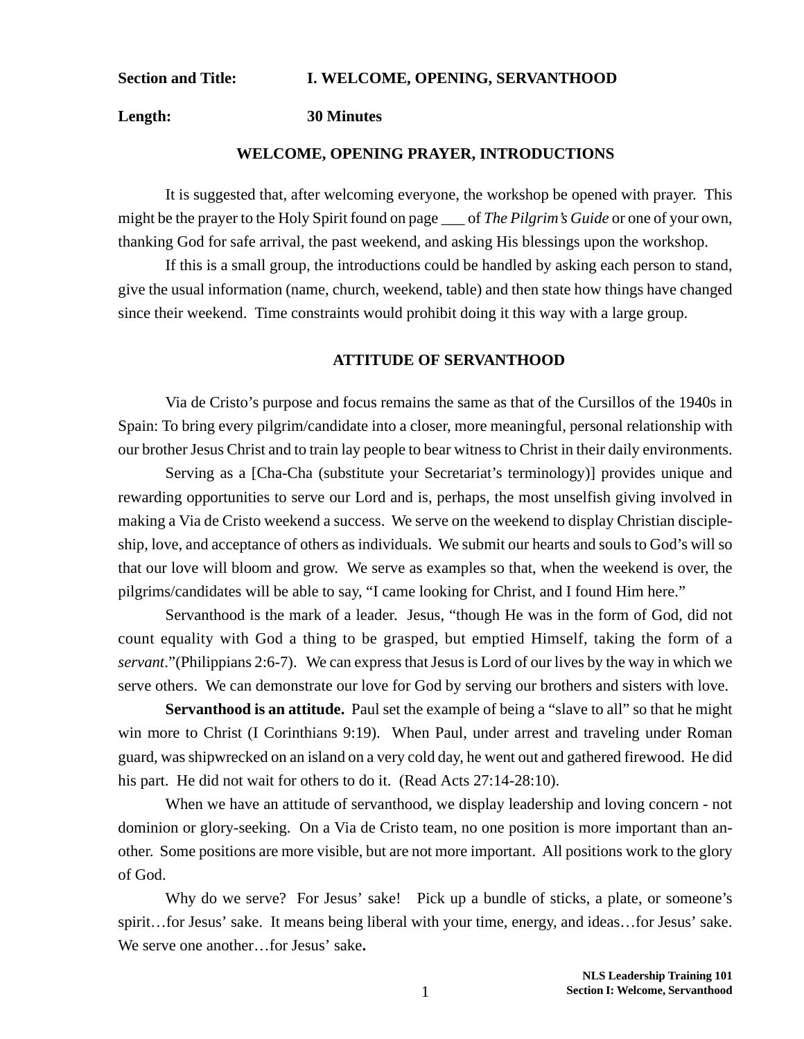**Section and Title:** **I. WELCOME, OPENING, SERVANTHOOD**

**Length:** **30 Minutes**

## WELCOME, OPENING PRAYER, INTRODUCTIONS

It is suggested that, after welcoming everyone, the workshop be opened with prayer. This might be the prayer to the Holy Spirit found on page ___ of *The Pilgrim's Guide* or one of your own, thanking God for safe arrival, the past weekend, and asking His blessings upon the workshop.

If this is a small group, the introductions could be handled by asking each person to stand, give the usual information (name, church, weekend, table) and then state how things have changed since their weekend. Time constraints would prohibit doing it this way with a large group.

## ATTITUDE OF SERVANTHOOD

Via de Cristo's purpose and focus remains the same as that of the Cursillos of the 1940s in Spain: To bring every pilgrim/candidate into a closer, more meaningful, personal relationship with our brother Jesus Christ and to train lay people to bear witness to Christ in their daily environments.

Serving as a [Cha-Cha (substitute your Secretariat's terminology)] provides unique and rewarding opportunities to serve our Lord and is, perhaps, the most unselfish giving involved in making a Via de Cristo weekend a success. We serve on the weekend to display Christian discipleship, love, and acceptance of others as individuals. We submit our hearts and souls to God's will so that our love will bloom and grow. We serve as examples so that, when the weekend is over, the pilgrims/candidates will be able to say, "I came looking for Christ, and I found Him here."

Servanthood is the mark of a leader. Jesus, "though He was in the form of God, did not count equality with God a thing to be grasped, but emptied Himself, taking the form of a *servant*."(Philippians 2:6-7). We can express that Jesus is Lord of our lives by the way in which we serve others. We can demonstrate our love for God by serving our brothers and sisters with love.

**Servanthood is an attitude.** Paul set the example of being a "slave to all" so that he might win more to Christ (I Corinthians 9:19). When Paul, under arrest and traveling under Roman guard, was shipwrecked on an island on a very cold day, he went out and gathered firewood. He did his part. He did not wait for others to do it. (Read Acts 27:14-28:10).

When we have an attitude of servanthood, we display leadership and loving concern - not dominion or glory-seeking. On a Via de Cristo team, no one position is more important than another. Some positions are more visible, but are not more important. All positions work to the glory of God.

Why do we serve? For Jesus' sake! Pick up a bundle of sticks, a plate, or someone's spirit…for Jesus' sake. It means being liberal with your time, energy, and ideas…for Jesus' sake. We serve one another…for Jesus' sake**.**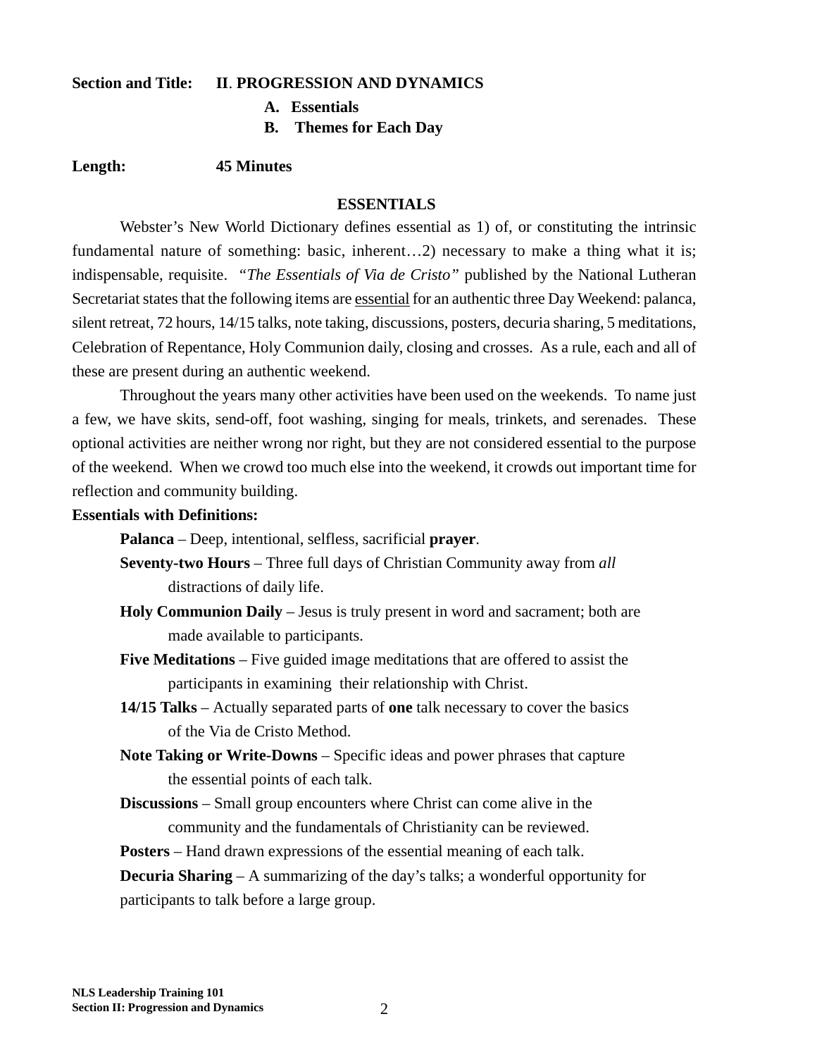**Section and Title:** **II**. **PROGRESSION AND DYNAMICS**

**A. Essentials**

**B. Themes for Each Day**

**Length:** **45 Minutes**

## ESSENTIALS

Webster's New World Dictionary defines essential as 1) of, or constituting the intrinsic fundamental nature of something: basic, inherent…2) necessary to make a thing what it is; indispensable, requisite. *"The Essentials of Via de Cristo"* published by the National Lutheran Secretariat states that the following items are essential for an authentic three Day Weekend: palanca, silent retreat, 72 hours, 14/15 talks, note taking, discussions, posters, decuria sharing, 5 meditations, Celebration of Repentance, Holy Communion daily, closing and crosses. As a rule, each and all of these are present during an authentic weekend.

Throughout the years many other activities have been used on the weekends. To name just a few, we have skits, send-off, foot washing, singing for meals, trinkets, and serenades. These optional activities are neither wrong nor right, but they are not considered essential to the purpose of the weekend. When we crowd too much else into the weekend, it crowds out important time for reflection and community building.

**Essentials with Definitions:**

**Palanca** – Deep, intentional, selfless, sacrificial **prayer**.

**Seventy-two Hours** – Three full days of Christian Community away from *all* distractions of daily life.

**Holy Communion Daily** – Jesus is truly present in word and sacrament; both are made available to participants.

**Five Meditations** – Five guided image meditations that are offered to assist the participants in examining their relationship with Christ.

**14/15 Talks** – Actually separated parts of **one** talk necessary to cover the basics of the Via de Cristo Method.

**Note Taking or Write-Downs** – Specific ideas and power phrases that capture the essential points of each talk.

**Discussions** – Small group encounters where Christ can come alive in the community and the fundamentals of Christianity can be reviewed.

**Posters** – Hand drawn expressions of the essential meaning of each talk.

**Decuria Sharing** – A summarizing of the day's talks; a wonderful opportunity for participants to talk before a large group.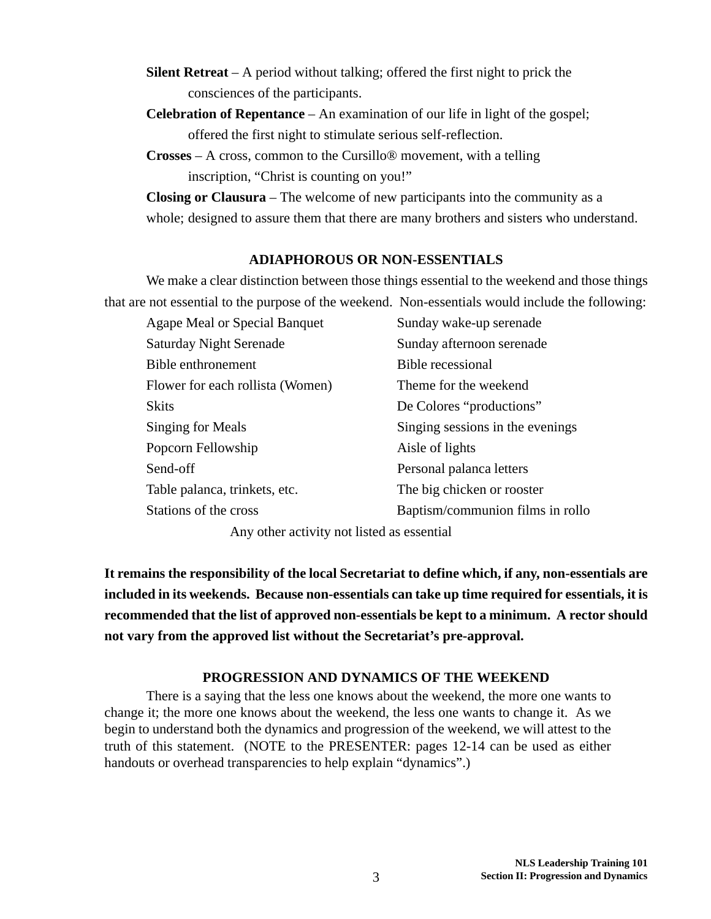**Silent Retreat** – A period without talking; offered the first night to prick the consciences of the participants.

**Celebration of Repentance** – An examination of our life in light of the gospel; offered the first night to stimulate serious self-reflection.

**Crosses** – A cross, common to the Cursillo® movement, with a telling inscription, "Christ is counting on you!"

**Closing or Clausura** – The welcome of new participants into the community as a whole; designed to assure them that there are many brothers and sisters who understand.

## ADIAPHOROUS OR NON-ESSENTIALS

We make a clear distinction between those things essential to the weekend and those things that are not essential to the purpose of the weekend. Non-essentials would include the following:

| | |
|---|---|
| Agape Meal or Special Banquet | Sunday wake-up serenade |
| Saturday Night Serenade | Sunday afternoon serenade |
| Bible enthronement | Bible recessional |
| Flower for each rollista (Women) | Theme for the weekend |
| Skits | De Colores "productions" |
| Singing for Meals | Singing sessions in the evenings |
| Popcorn Fellowship | Aisle of lights |
| Send-off | Personal palanca letters |
| Table palanca, trinkets, etc. | The big chicken or rooster |
| Stations of the cross | Baptism/communion films in rollo |

Any other activity not listed as essential

**It remains the responsibility of the local Secretariat to define which, if any, non-essentials are included in its weekends. Because non-essentials can take up time required for essentials, it is recommended that the list of approved non-essentials be kept to a minimum. A rector should not vary from the approved list without the Secretariat's pre-approval.**

## PROGRESSION AND DYNAMICS OF THE WEEKEND

There is a saying that the less one knows about the weekend, the more one wants to change it; the more one knows about the weekend, the less one wants to change it. As we begin to understand both the dynamics and progression of the weekend, we will attest to the truth of this statement. (NOTE to the PRESENTER: pages 12-14 can be used as either handouts or overhead transparencies to help explain "dynamics".)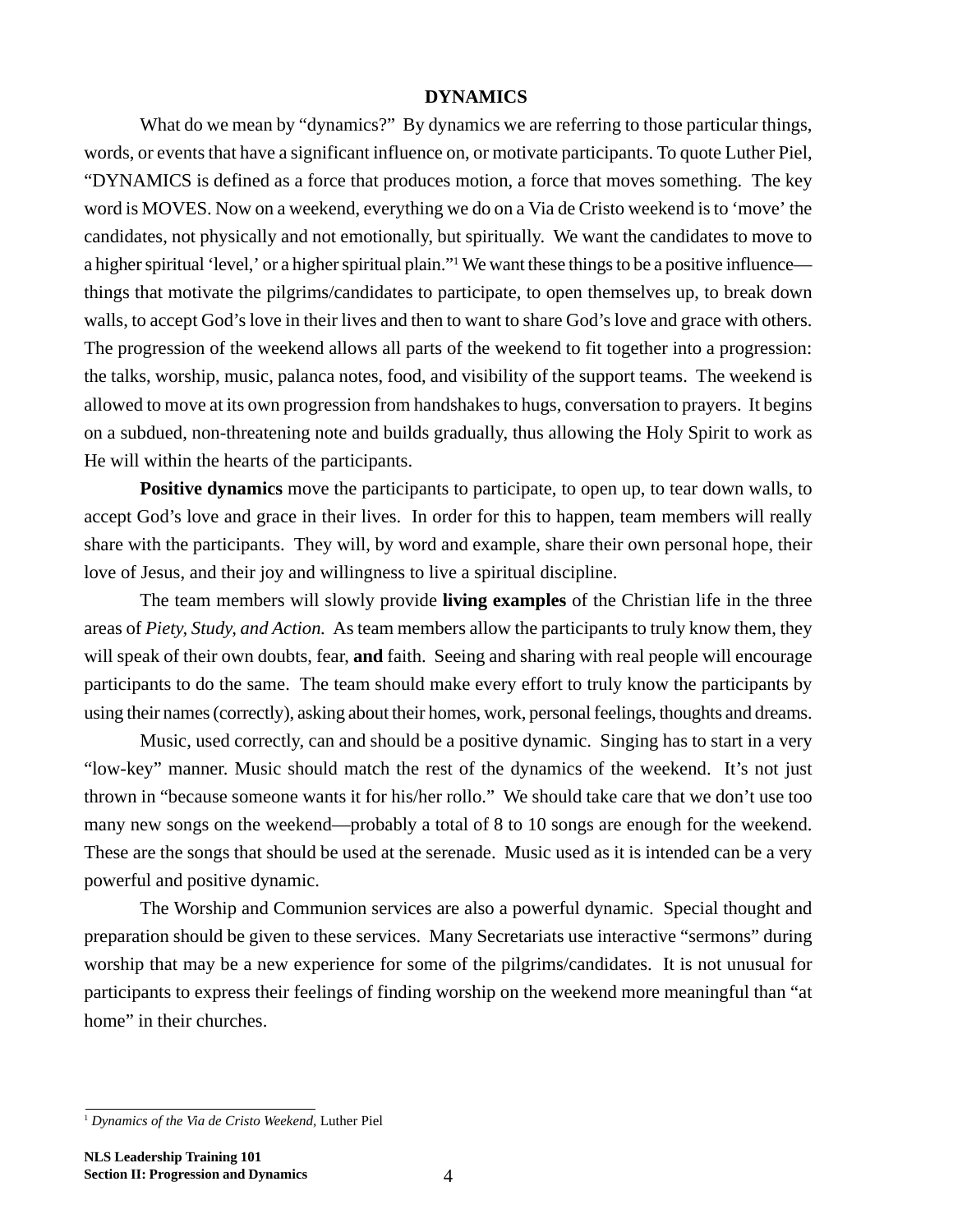## DYNAMICS

What do we mean by "dynamics?" By dynamics we are referring to those particular things, words, or events that have a significant influence on, or motivate participants. To quote Luther Piel, "DYNAMICS is defined as a force that produces motion, a force that moves something. The key word is MOVES. Now on a weekend, everything we do on a Via de Cristo weekend is to 'move' the candidates, not physically and not emotionally, but spiritually. We want the candidates to move to a higher spiritual 'level,' or a higher spiritual plain."[1] We want these things to be a positive influence—things that motivate the pilgrims/candidates to participate, to open themselves up, to break down walls, to accept God's love in their lives and then to want to share God's love and grace with others. The progression of the weekend allows all parts of the weekend to fit together into a progression: the talks, worship, music, palanca notes, food, and visibility of the support teams. The weekend is allowed to move at its own progression from handshakes to hugs, conversation to prayers. It begins on a subdued, non-threatening note and builds gradually, thus allowing the Holy Spirit to work as He will within the hearts of the participants.

**Positive dynamics** move the participants to participate, to open up, to tear down walls, to accept God's love and grace in their lives. In order for this to happen, team members will really share with the participants. They will, by word and example, share their own personal hope, their love of Jesus, and their joy and willingness to live a spiritual discipline.

The team members will slowly provide **living examples** of the Christian life in the three areas of *Piety, Study, and Action.* As team members allow the participants to truly know them, they will speak of their own doubts, fear, **and** faith. Seeing and sharing with real people will encourage participants to do the same. The team should make every effort to truly know the participants by using their names (correctly), asking about their homes, work, personal feelings, thoughts and dreams.

Music, used correctly, can and should be a positive dynamic. Singing has to start in a very "low-key" manner. Music should match the rest of the dynamics of the weekend. It's not just thrown in "because someone wants it for his/her rollo." We should take care that we don't use too many new songs on the weekend—probably a total of 8 to 10 songs are enough for the weekend. These are the songs that should be used at the serenade. Music used as it is intended can be a very powerful and positive dynamic.

The Worship and Communion services are also a powerful dynamic. Special thought and preparation should be given to these services. Many Secretariats use interactive "sermons" during worship that may be a new experience for some of the pilgrims/candidates. It is not unusual for participants to express their feelings of finding worship on the weekend more meaningful than "at home" in their churches.

---

[1] *Dynamics of the Via de Cristo Weekend*, Luther Piel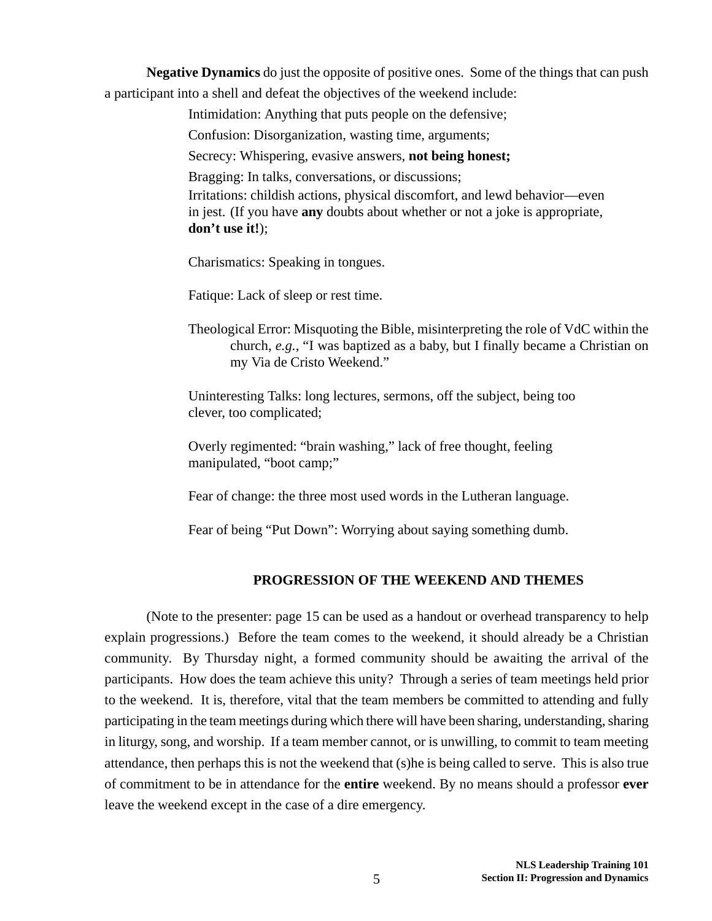**Negative Dynamics** do just the opposite of positive ones. Some of the things that can push a participant into a shell and defeat the objectives of the weekend include:

Intimidation: Anything that puts people on the defensive;

Confusion: Disorganization, wasting time, arguments;

Secrecy: Whispering, evasive answers, **not being honest;**

Bragging: In talks, conversations, or discussions;

Irritations: childish actions, physical discomfort, and lewd behavior—even in jest. (If you have **any** doubts about whether or not a joke is appropriate, **don't use it!**);

Charismatics: Speaking in tongues.

Fatique: Lack of sleep or rest time.

Theological Error: Misquoting the Bible, misinterpreting the role of VdC within the church, *e.g.*, "I was baptized as a baby, but I finally became a Christian on my Via de Cristo Weekend."

Uninteresting Talks: long lectures, sermons, off the subject, being too clever, too complicated;

Overly regimented: "brain washing," lack of free thought, feeling manipulated, "boot camp;"

Fear of change: the three most used words in the Lutheran language.

Fear of being "Put Down": Worrying about saying something dumb.

## PROGRESSION OF THE WEEKEND AND THEMES

(Note to the presenter: page 15 can be used as a handout or overhead transparency to help explain progressions.) Before the team comes to the weekend, it should already be a Christian community. By Thursday night, a formed community should be awaiting the arrival of the participants. How does the team achieve this unity? Through a series of team meetings held prior to the weekend. It is, therefore, vital that the team members be committed to attending and fully participating in the team meetings during which there will have been sharing, understanding, sharing in liturgy, song, and worship. If a team member cannot, or is unwilling, to commit to team meeting attendance, then perhaps this is not the weekend that (s)he is being called to serve. This is also true of commitment to be in attendance for the **entire** weekend. By no means should a professor **ever** leave the weekend except in the case of a dire emergency.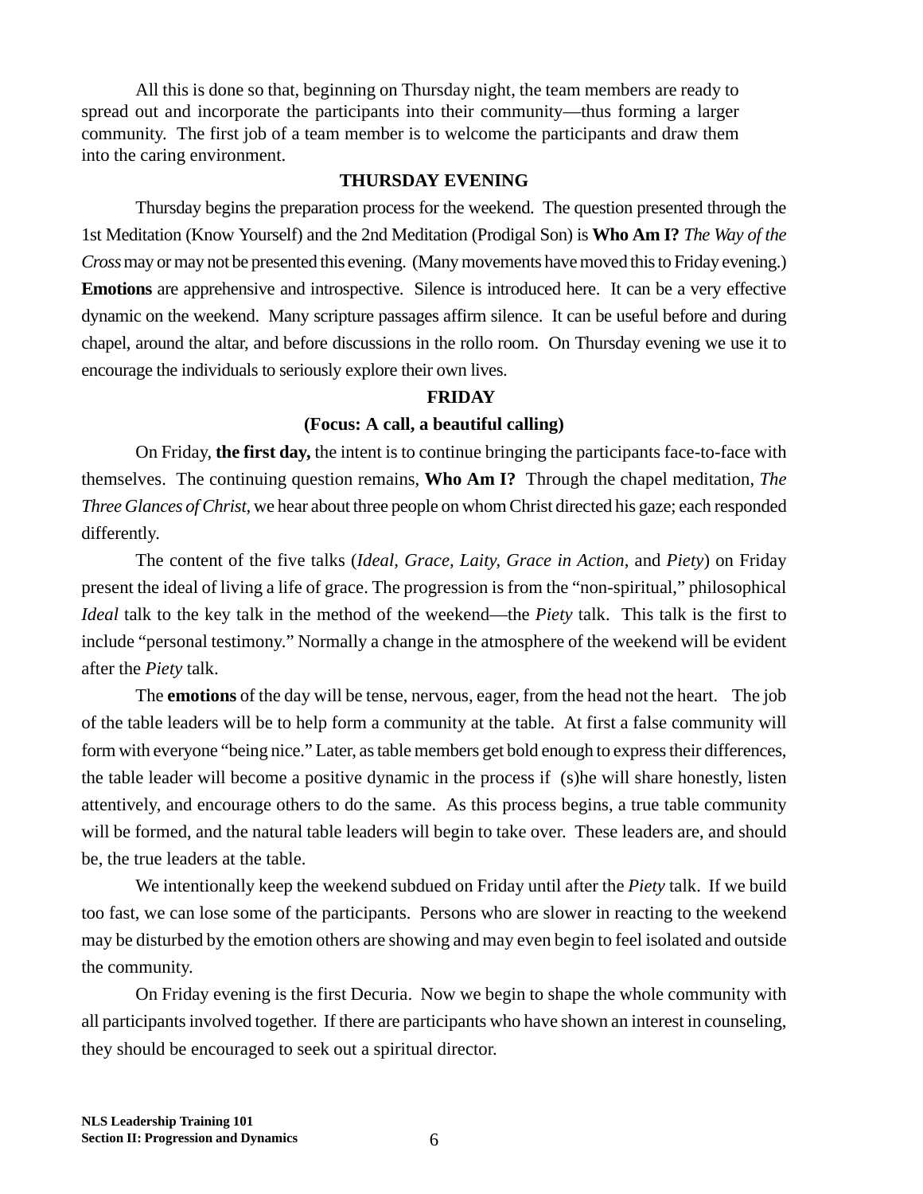All this is done so that, beginning on Thursday night, the team members are ready to spread out and incorporate the participants into their community—thus forming a larger community. The first job of a team member is to welcome the participants and draw them into the caring environment.

## THURSDAY EVENING

Thursday begins the preparation process for the weekend. The question presented through the 1st Meditation (Know Yourself) and the 2nd Meditation (Prodigal Son) is **Who Am I?** *The Way of the Cross* may or may not be presented this evening. (Many movements have moved this to Friday evening.) **Emotions** are apprehensive and introspective. Silence is introduced here. It can be a very effective dynamic on the weekend. Many scripture passages affirm silence. It can be useful before and during chapel, around the altar, and before discussions in the rollo room. On Thursday evening we use it to encourage the individuals to seriously explore their own lives.

## FRIDAY

### (Focus: A call, a beautiful calling)

On Friday, **the first day,** the intent is to continue bringing the participants face-to-face with themselves. The continuing question remains, **Who Am I?** Through the chapel meditation, *The Three Glances of Christ*, we hear about three people on whom Christ directed his gaze; each responded differently.

The content of the five talks (*Ideal, Grace, Laity, Grace in Action*, and *Piety*) on Friday present the ideal of living a life of grace. The progression is from the "non-spiritual," philosophical *Ideal* talk to the key talk in the method of the weekend—the *Piety* talk. This talk is the first to include "personal testimony." Normally a change in the atmosphere of the weekend will be evident after the *Piety* talk.

The **emotions** of the day will be tense, nervous, eager, from the head not the heart. The job of the table leaders will be to help form a community at the table. At first a false community will form with everyone "being nice." Later, as table members get bold enough to express their differences, the table leader will become a positive dynamic in the process if (s)he will share honestly, listen attentively, and encourage others to do the same. As this process begins, a true table community will be formed, and the natural table leaders will begin to take over. These leaders are, and should be, the true leaders at the table.

We intentionally keep the weekend subdued on Friday until after the *Piety* talk. If we build too fast, we can lose some of the participants. Persons who are slower in reacting to the weekend may be disturbed by the emotion others are showing and may even begin to feel isolated and outside the community.

On Friday evening is the first Decuria. Now we begin to shape the whole community with all participants involved together. If there are participants who have shown an interest in counseling, they should be encouraged to seek out a spiritual director.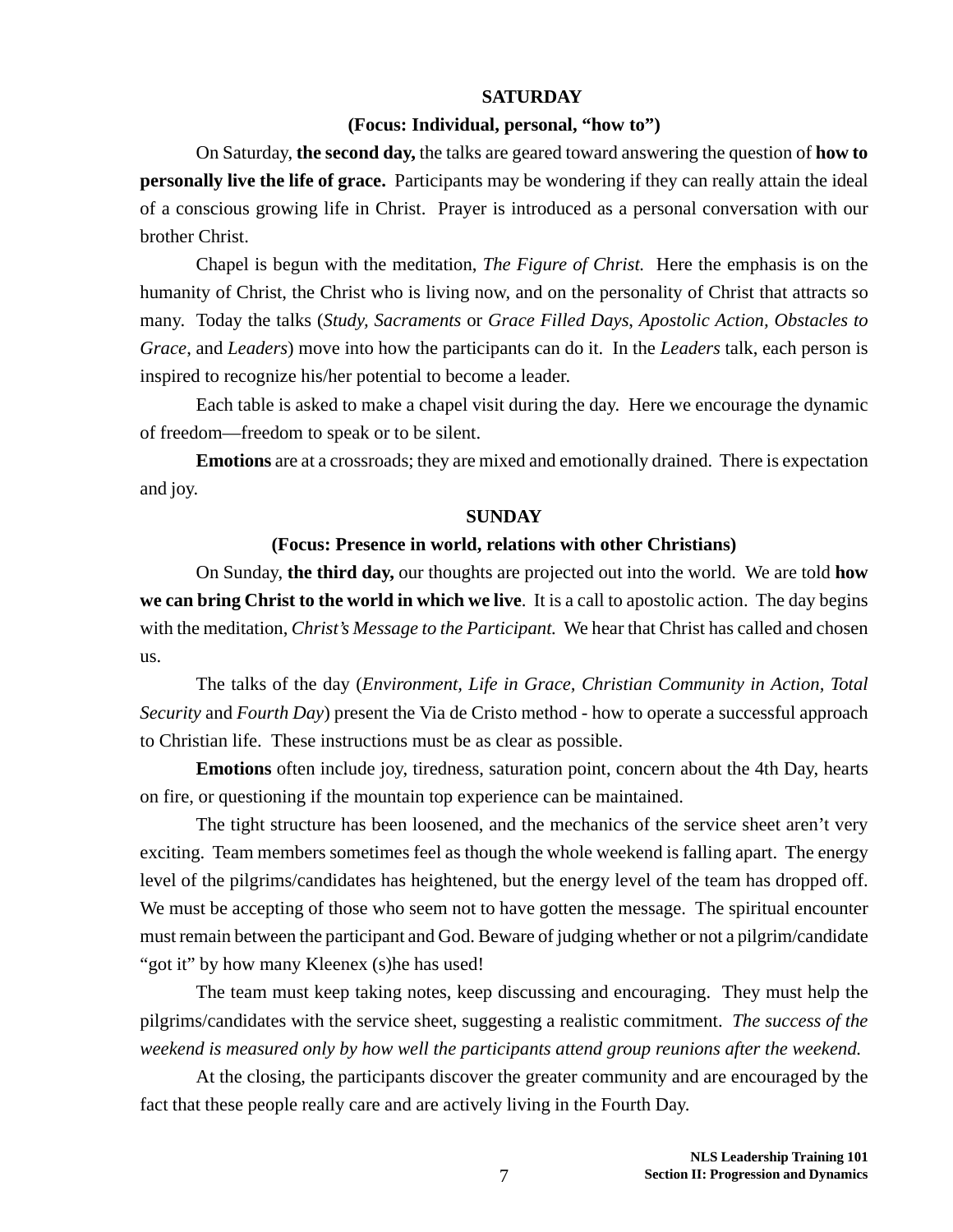## SATURDAY

### (Focus: Individual, personal, "how to")

On Saturday, **the second day,** the talks are geared toward answering the question of **how to personally live the life of grace.** Participants may be wondering if they can really attain the ideal of a conscious growing life in Christ. Prayer is introduced as a personal conversation with our brother Christ.

Chapel is begun with the meditation, *The Figure of Christ.* Here the emphasis is on the humanity of Christ, the Christ who is living now, and on the personality of Christ that attracts so many. Today the talks (*Study*, *Sacraments* or *Grace Filled Days*, *Apostolic Action, Obstacles to Grace*, and *Leaders*) move into how the participants can do it. In the *Leaders* talk, each person is inspired to recognize his/her potential to become a leader.

Each table is asked to make a chapel visit during the day. Here we encourage the dynamic of freedom—freedom to speak or to be silent.

**Emotions** are at a crossroads; they are mixed and emotionally drained. There is expectation and joy.

## SUNDAY

### (Focus: Presence in world, relations with other Christians)

On Sunday, **the third day,** our thoughts are projected out into the world. We are told **how we can bring Christ to the world in which we live**. It is a call to apostolic action. The day begins with the meditation, *Christ's Message to the Participant.* We hear that Christ has called and chosen us.

The talks of the day (*Environment, Life in Grace, Christian Community in Action, Total Security* and *Fourth Day*) present the Via de Cristo method - how to operate a successful approach to Christian life. These instructions must be as clear as possible.

**Emotions** often include joy, tiredness, saturation point, concern about the 4th Day, hearts on fire, or questioning if the mountain top experience can be maintained.

The tight structure has been loosened, and the mechanics of the service sheet aren't very exciting. Team members sometimes feel as though the whole weekend is falling apart. The energy level of the pilgrims/candidates has heightened, but the energy level of the team has dropped off. We must be accepting of those who seem not to have gotten the message. The spiritual encounter must remain between the participant and God. Beware of judging whether or not a pilgrim/candidate "got it" by how many Kleenex (s)he has used!

The team must keep taking notes, keep discussing and encouraging. They must help the pilgrims/candidates with the service sheet, suggesting a realistic commitment. *The success of the weekend is measured only by how well the participants attend group reunions after the weekend.*

At the closing, the participants discover the greater community and are encouraged by the fact that these people really care and are actively living in the Fourth Day.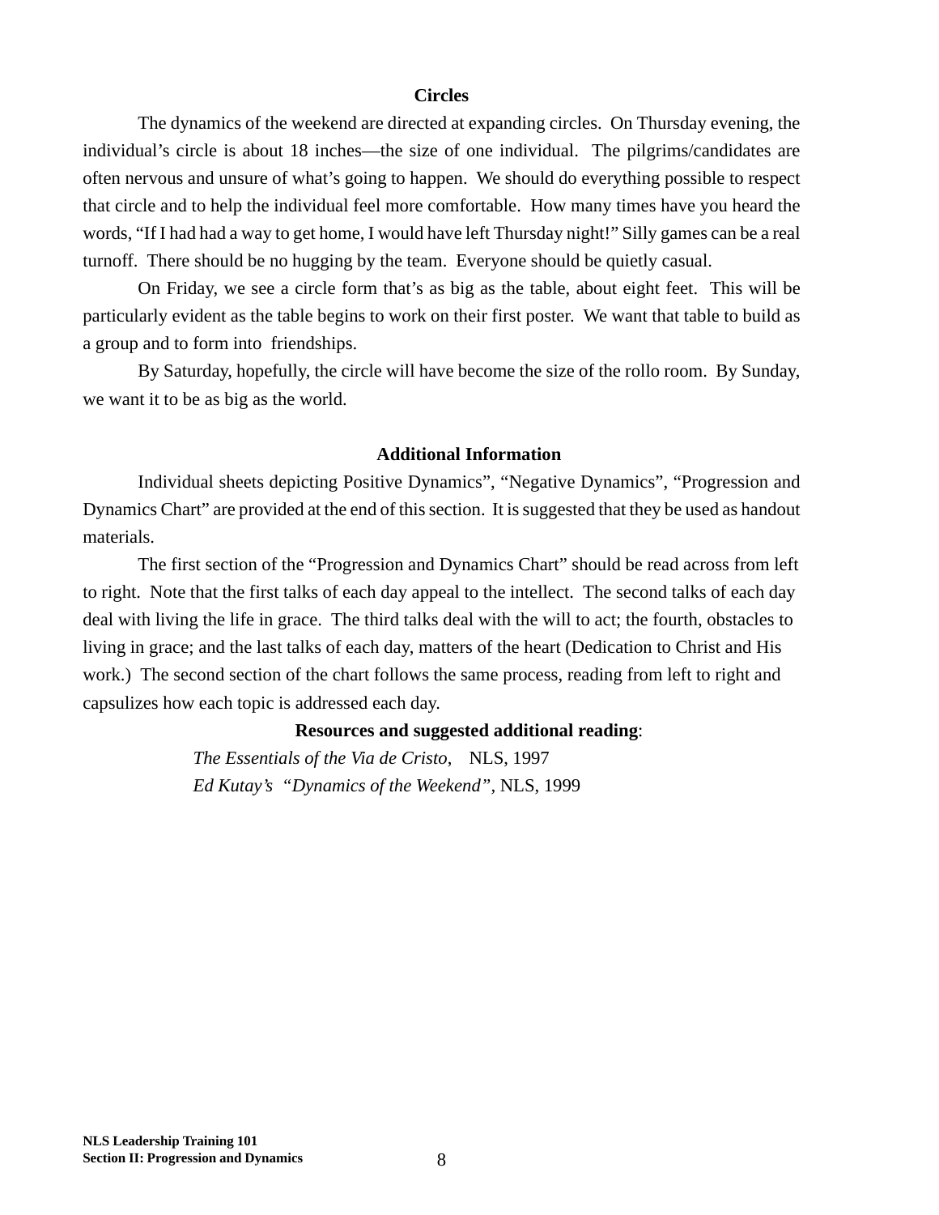### Circles

The dynamics of the weekend are directed at expanding circles. On Thursday evening, the individual's circle is about 18 inches—the size of one individual. The pilgrims/candidates are often nervous and unsure of what's going to happen. We should do everything possible to respect that circle and to help the individual feel more comfortable. How many times have you heard the words, "If I had had a way to get home, I would have left Thursday night!" Silly games can be a real turnoff. There should be no hugging by the team. Everyone should be quietly casual.

On Friday, we see a circle form that's as big as the table, about eight feet. This will be particularly evident as the table begins to work on their first poster. We want that table to build as a group and to form into friendships.

By Saturday, hopefully, the circle will have become the size of the rollo room. By Sunday, we want it to be as big as the world.

### Additional Information

Individual sheets depicting Positive Dynamics", "Negative Dynamics", "Progression and Dynamics Chart" are provided at the end of this section. It is suggested that they be used as handout materials.

The first section of the "Progression and Dynamics Chart" should be read across from left to right. Note that the first talks of each day appeal to the intellect. The second talks of each day deal with living the life in grace. The third talks deal with the will to act; the fourth, obstacles to living in grace; and the last talks of each day, matters of the heart (Dedication to Christ and His work.) The second section of the chart follows the same process, reading from left to right and capsulizes how each topic is addressed each day.

**Resources and suggested additional reading**:

*The Essentials of the Via de Cristo*, NLS, 1997
*Ed Kutay's "Dynamics of the Weekend"*, NLS, 1999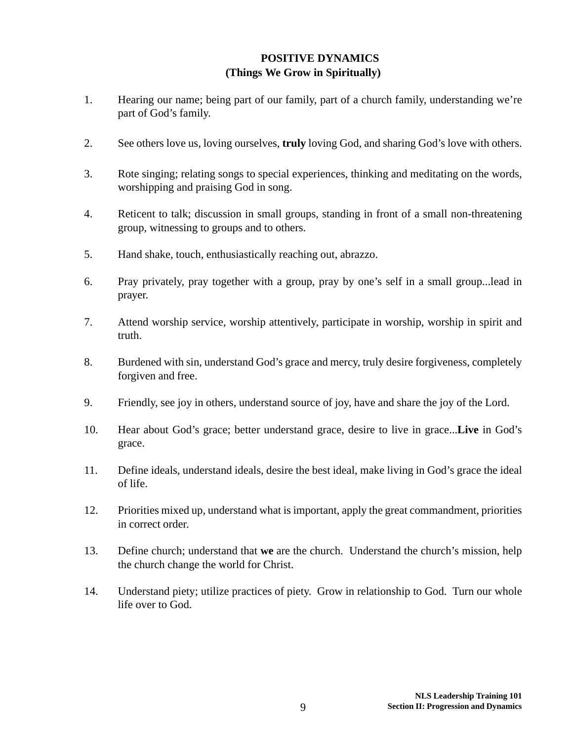# POSITIVE DYNAMICS
## (Things We Grow in Spiritually)

1. Hearing our name; being part of our family, part of a church family, understanding we're part of God's family.

2. See others love us, loving ourselves, **truly** loving God, and sharing God's love with others.

3. Rote singing; relating songs to special experiences, thinking and meditating on the words, worshipping and praising God in song.

4. Reticent to talk; discussion in small groups, standing in front of a small non-threatening group, witnessing to groups and to others.

5. Hand shake, touch, enthusiastically reaching out, abrazzo.

6. Pray privately, pray together with a group, pray by one's self in a small group...lead in prayer.

7. Attend worship service, worship attentively, participate in worship, worship in spirit and truth.

8. Burdened with sin, understand God's grace and mercy, truly desire forgiveness, completely forgiven and free.

9. Friendly, see joy in others, understand source of joy, have and share the joy of the Lord.

10. Hear about God's grace; better understand grace, desire to live in grace...**Live** in God's grace.

11. Define ideals, understand ideals, desire the best ideal, make living in God's grace the ideal of life.

12. Priorities mixed up, understand what is important, apply the great commandment, priorities in correct order.

13. Define church; understand that **we** are the church. Understand the church's mission, help the church change the world for Christ.

14. Understand piety; utilize practices of piety. Grow in relationship to God. Turn our whole life over to God.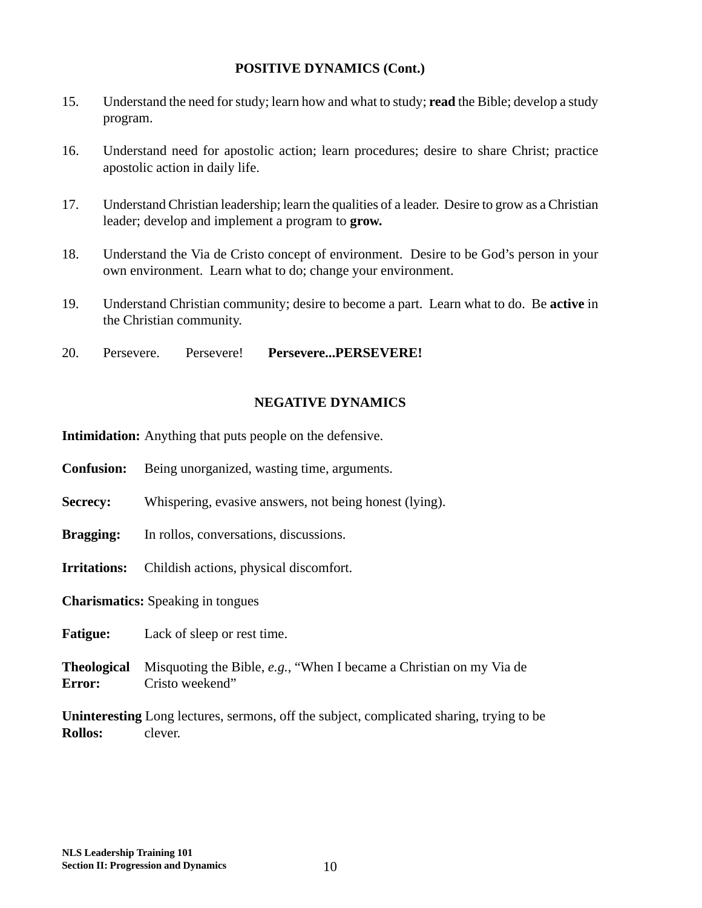## POSITIVE DYNAMICS (Cont.)

15. Understand the need for study; learn how and what to study; **read** the Bible; develop a study program.

16. Understand need for apostolic action; learn procedures; desire to share Christ; practice apostolic action in daily life.

17. Understand Christian leadership; learn the qualities of a leader. Desire to grow as a Christian leader; develop and implement a program to **grow.**

18. Understand the Via de Cristo concept of environment. Desire to be God's person in your own environment. Learn what to do; change your environment.

19. Understand Christian community; desire to become a part. Learn what to do. Be **active** in the Christian community.

20. Persevere. Persevere! **Persevere...PERSEVERE!**

## NEGATIVE DYNAMICS

**Intimidation:** Anything that puts people on the defensive.

**Confusion:** Being unorganized, wasting time, arguments.

**Secrecy:** Whispering, evasive answers, not being honest (lying).

**Bragging:** In rollos, conversations, discussions.

**Irritations:** Childish actions, physical discomfort.

**Charismatics:** Speaking in tongues

**Fatigue:** Lack of sleep or rest time.

**Theological Error:** Misquoting the Bible, *e.g.*, "When I became a Christian on my Via de Cristo weekend"

**Uninteresting Rollos:** Long lectures, sermons, off the subject, complicated sharing, trying to be clever.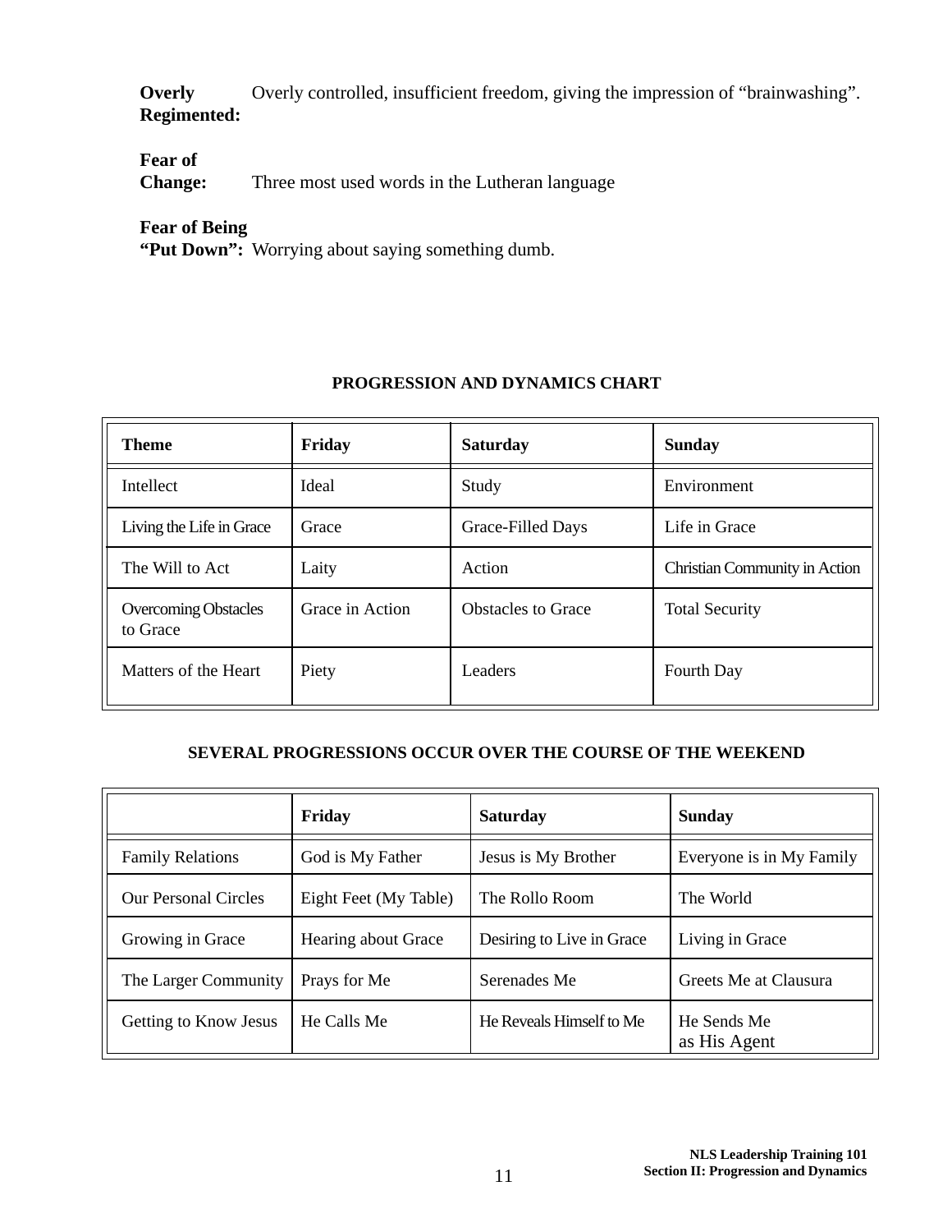**Overly Regimented:** Overly controlled, insufficient freedom, giving the impression of "brainwashing".

**Fear of Change:** Three most used words in the Lutheran language

**Fear of Being "Put Down":** Worrying about saying something dumb.

**PROGRESSION AND DYNAMICS CHART**

| Theme | Friday | Saturday | Sunday |
|---|---|---|---|
| Intellect | Ideal | Study | Environment |
| Living the Life in Grace | Grace | Grace-Filled Days | Life in Grace |
| The Will to Act | Laity | Action | Christian Community in Action |
| Overcoming Obstacles to Grace | Grace in Action | Obstacles to Grace | Total Security |
| Matters of the Heart | Piety | Leaders | Fourth Day |

**SEVERAL PROGRESSIONS OCCUR OVER THE COURSE OF THE WEEKEND**

| | Friday | Saturday | Sunday |
|---|---|---|---|
| Family Relations | God is My Father | Jesus is My Brother | Everyone is in My Family |
| Our Personal Circles | Eight Feet (My Table) | The Rollo Room | The World |
| Growing in Grace | Hearing about Grace | Desiring to Live in Grace | Living in Grace |
| The Larger Community | Prays for Me | Serenades Me | Greets Me at Clausura |
| Getting to Know Jesus | He Calls Me | He Reveals Himself to Me | He Sends Me as His Agent |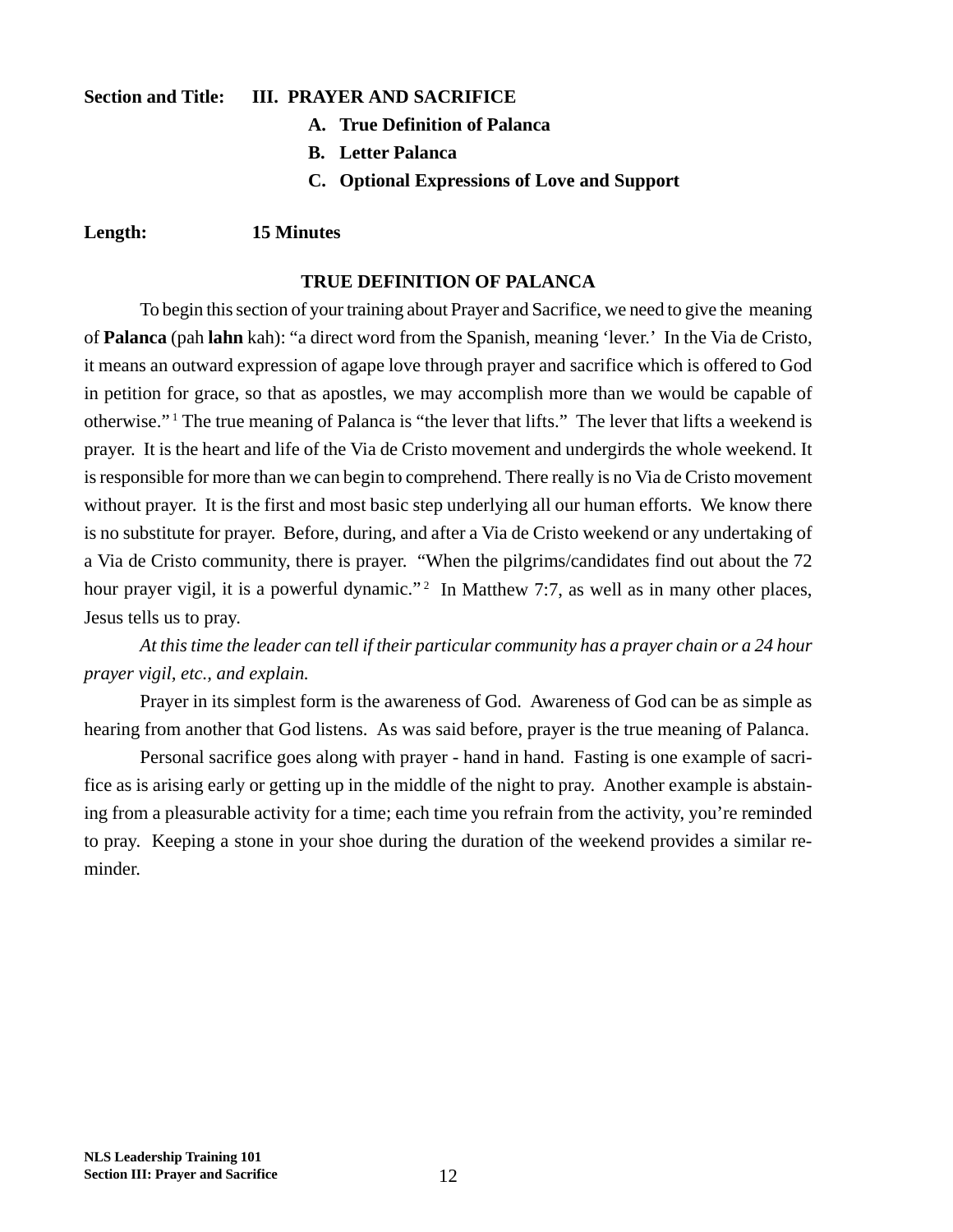**Section and Title:** **III. PRAYER AND SACRIFICE**

**A. True Definition of Palanca**

**B. Letter Palanca**

**C. Optional Expressions of Love and Support**

**Length:** **15 Minutes**

## TRUE DEFINITION OF PALANCA

To begin this section of your training about Prayer and Sacrifice, we need to give the meaning of **Palanca** (pah **lahn** kah): "a direct word from the Spanish, meaning 'lever.' In the Via de Cristo, it means an outward expression of agape love through prayer and sacrifice which is offered to God in petition for grace, so that as apostles, we may accomplish more than we would be capable of otherwise."[1] The true meaning of Palanca is "the lever that lifts." The lever that lifts a weekend is prayer. It is the heart and life of the Via de Cristo movement and undergirds the whole weekend. It is responsible for more than we can begin to comprehend. There really is no Via de Cristo movement without prayer. It is the first and most basic step underlying all our human efforts. We know there is no substitute for prayer. Before, during, and after a Via de Cristo weekend or any undertaking of a Via de Cristo community, there is prayer. "When the pilgrims/candidates find out about the 72 hour prayer vigil, it is a powerful dynamic."[2] In Matthew 7:7, as well as in many other places, Jesus tells us to pray.

*At this time the leader can tell if their particular community has a prayer chain or a 24 hour prayer vigil, etc., and explain.*

Prayer in its simplest form is the awareness of God. Awareness of God can be as simple as hearing from another that God listens. As was said before, prayer is the true meaning of Palanca.

Personal sacrifice goes along with prayer - hand in hand. Fasting is one example of sacrifice as is arising early or getting up in the middle of the night to pray. Another example is abstaining from a pleasurable activity for a time; each time you refrain from the activity, you're reminded to pray. Keeping a stone in your shoe during the duration of the weekend provides a similar reminder.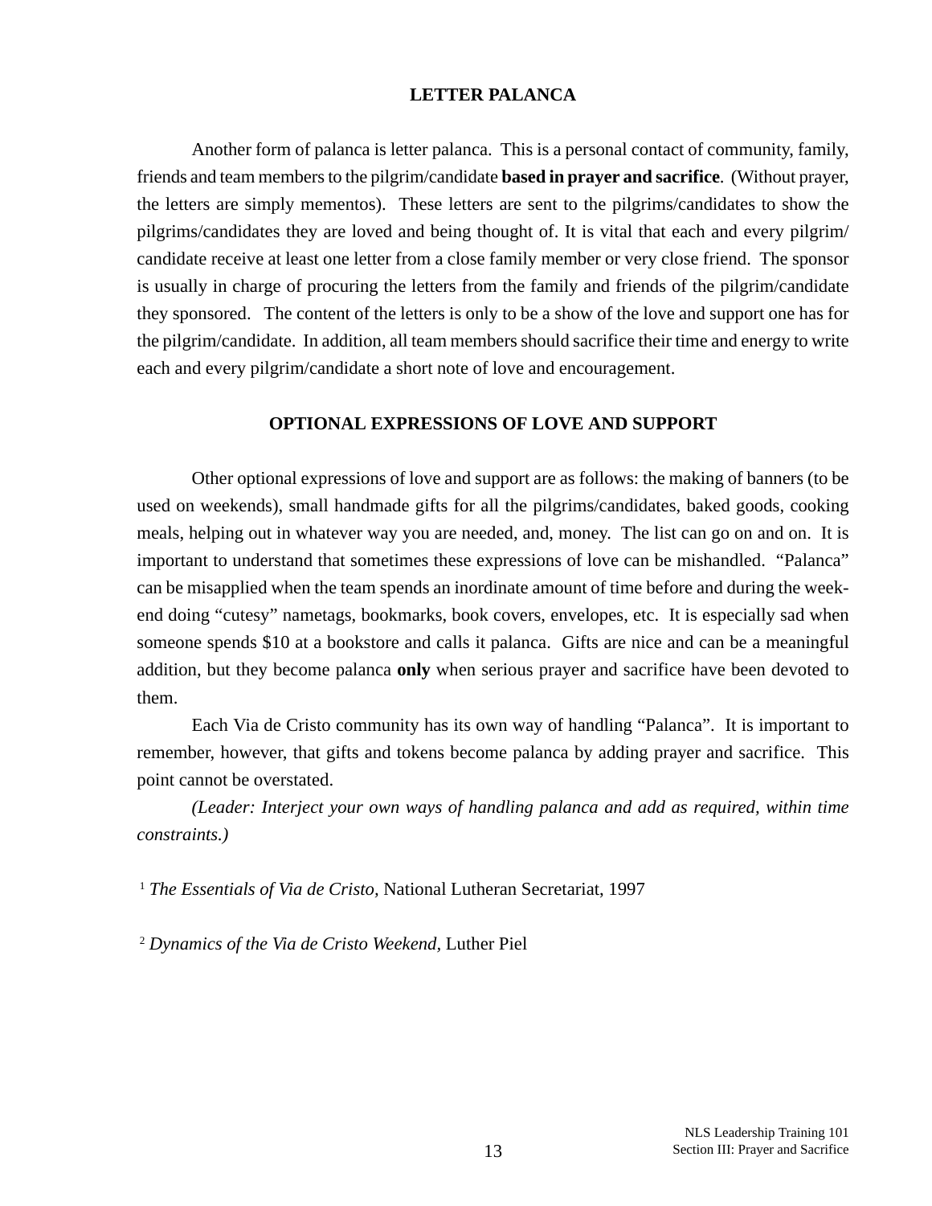### LETTER PALANCA

Another form of palanca is letter palanca. This is a personal contact of community, family, friends and team members to the pilgrim/candidate **based in prayer and sacrifice**. (Without prayer, the letters are simply mementos). These letters are sent to the pilgrims/candidates to show the pilgrims/candidates they are loved and being thought of. It is vital that each and every pilgrim/ candidate receive at least one letter from a close family member or very close friend. The sponsor is usually in charge of procuring the letters from the family and friends of the pilgrim/candidate they sponsored. The content of the letters is only to be a show of the love and support one has for the pilgrim/candidate. In addition, all team members should sacrifice their time and energy to write each and every pilgrim/candidate a short note of love and encouragement.

### OPTIONAL EXPRESSIONS OF LOVE AND SUPPORT

Other optional expressions of love and support are as follows: the making of banners (to be used on weekends), small handmade gifts for all the pilgrims/candidates, baked goods, cooking meals, helping out in whatever way you are needed, and, money. The list can go on and on. It is important to understand that sometimes these expressions of love can be mishandled. "Palanca" can be misapplied when the team spends an inordinate amount of time before and during the weekend doing "cutesy" nametags, bookmarks, book covers, envelopes, etc. It is especially sad when someone spends $10 at a bookstore and calls it palanca. Gifts are nice and can be a meaningful addition, but they become palanca **only** when serious prayer and sacrifice have been devoted to them.

Each Via de Cristo community has its own way of handling "Palanca". It is important to remember, however, that gifts and tokens become palanca by adding prayer and sacrifice. This point cannot be overstated.

*(Leader: Interject your own ways of handling palanca and add as required, within time constraints.)*

[1] *The Essentials of Via de Cristo,* National Lutheran Secretariat, 1997

[2] *Dynamics of the Via de Cristo Weekend,* Luther Piel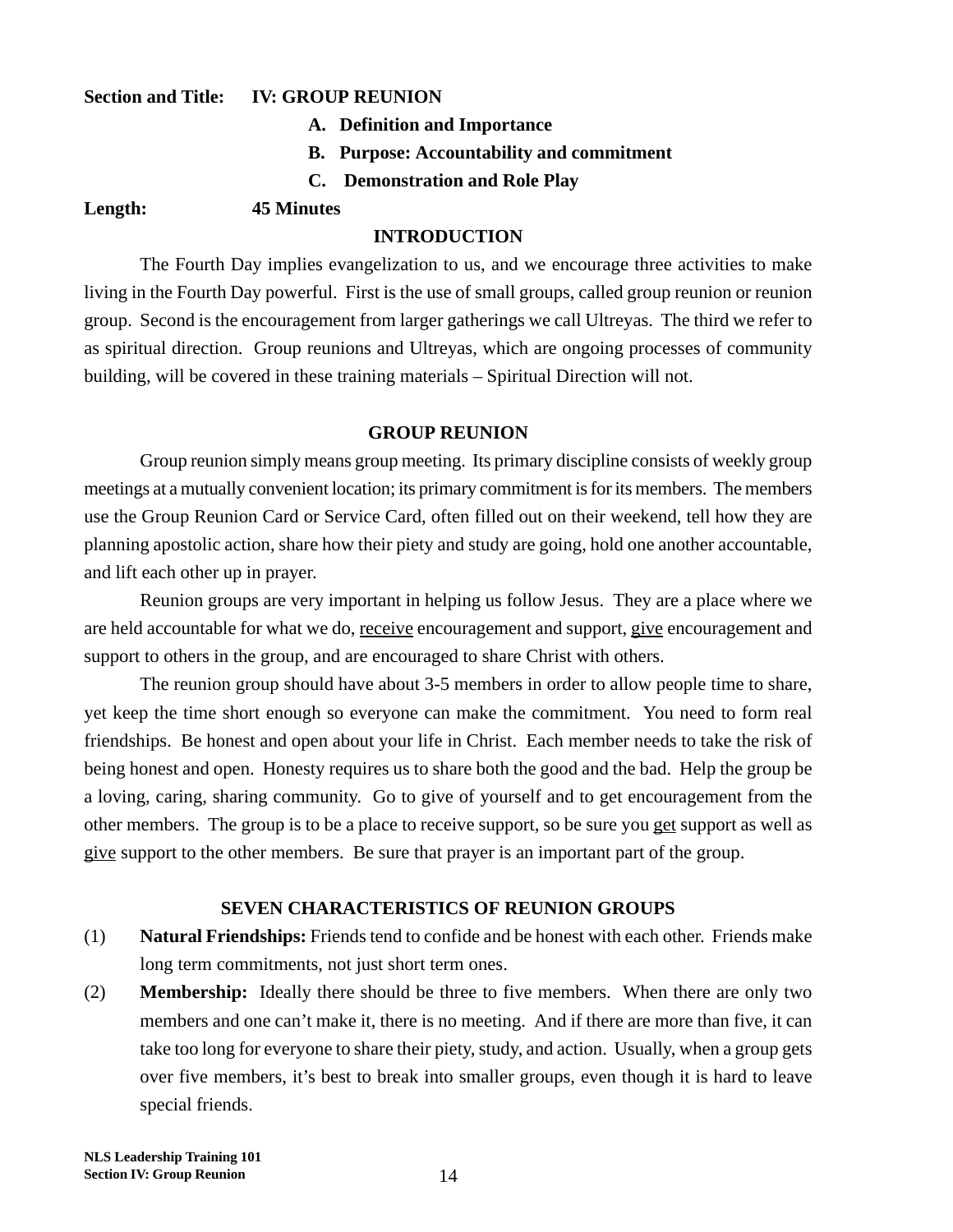**Section and Title:** **IV: GROUP REUNION**

**A. Definition and Importance**

**B. Purpose: Accountability and commitment**

**C. Demonstration and Role Play**

**Length:** **45 Minutes**

## INTRODUCTION

The Fourth Day implies evangelization to us, and we encourage three activities to make living in the Fourth Day powerful. First is the use of small groups, called group reunion or reunion group. Second is the encouragement from larger gatherings we call Ultreyas. The third we refer to as spiritual direction. Group reunions and Ultreyas, which are ongoing processes of community building, will be covered in these training materials – Spiritual Direction will not.

## GROUP REUNION

Group reunion simply means group meeting. Its primary discipline consists of weekly group meetings at a mutually convenient location; its primary commitment is for its members. The members use the Group Reunion Card or Service Card, often filled out on their weekend, tell how they are planning apostolic action, share how their piety and study are going, hold one another accountable, and lift each other up in prayer.

Reunion groups are very important in helping us follow Jesus. They are a place where we are held accountable for what we do, <u>receive</u> encouragement and support, <u>give</u> encouragement and support to others in the group, and are encouraged to share Christ with others.

The reunion group should have about 3-5 members in order to allow people time to share, yet keep the time short enough so everyone can make the commitment. You need to form real friendships. Be honest and open about your life in Christ. Each member needs to take the risk of being honest and open. Honesty requires us to share both the good and the bad. Help the group be a loving, caring, sharing community. Go to give of yourself and to get encouragement from the other members. The group is to be a place to receive support, so be sure you <u>get</u> support as well as <u>give</u> support to the other members. Be sure that prayer is an important part of the group.

## SEVEN CHARACTERISTICS OF REUNION GROUPS

(1) **Natural Friendships:** Friends tend to confide and be honest with each other. Friends make long term commitments, not just short term ones.

(2) **Membership:** Ideally there should be three to five members. When there are only two members and one can't make it, there is no meeting. And if there are more than five, it can take too long for everyone to share their piety, study, and action. Usually, when a group gets over five members, it's best to break into smaller groups, even though it is hard to leave special friends.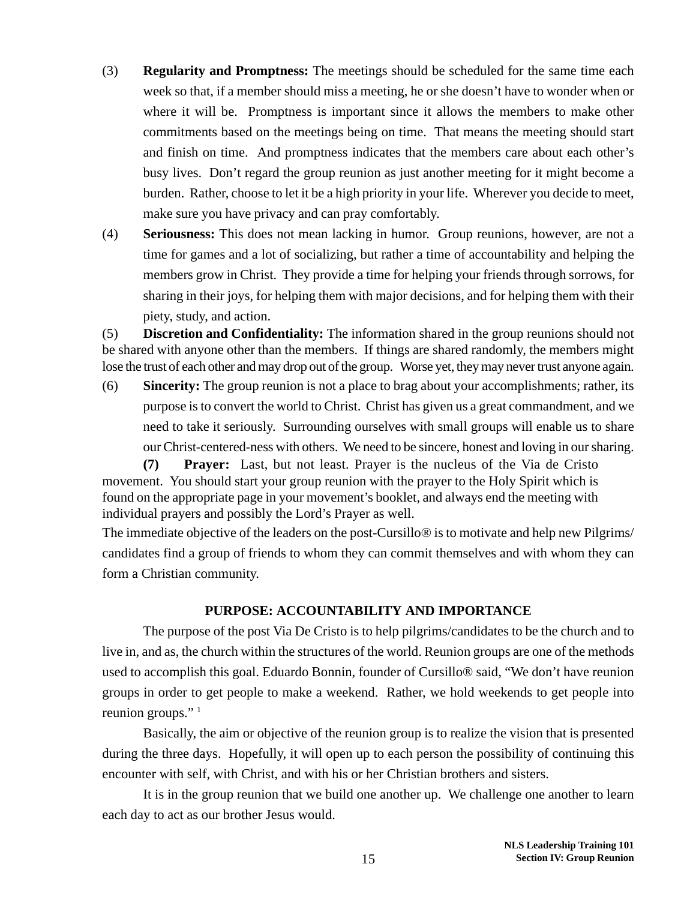(3) **Regularity and Promptness:** The meetings should be scheduled for the same time each week so that, if a member should miss a meeting, he or she doesn't have to wonder when or where it will be. Promptness is important since it allows the members to make other commitments based on the meetings being on time. That means the meeting should start and finish on time. And promptness indicates that the members care about each other's busy lives. Don't regard the group reunion as just another meeting for it might become a burden. Rather, choose to let it be a high priority in your life. Wherever you decide to meet, make sure you have privacy and can pray comfortably.

(4) **Seriousness:** This does not mean lacking in humor. Group reunions, however, are not a time for games and a lot of socializing, but rather a time of accountability and helping the members grow in Christ. They provide a time for helping your friends through sorrows, for sharing in their joys, for helping them with major decisions, and for helping them with their piety, study, and action.

(5) **Discretion and Confidentiality:** The information shared in the group reunions should not be shared with anyone other than the members. If things are shared randomly, the members might lose the trust of each other and may drop out of the group. Worse yet, they may never trust anyone again.

(6) **Sincerity:** The group reunion is not a place to brag about your accomplishments; rather, its purpose is to convert the world to Christ. Christ has given us a great commandment, and we need to take it seriously. Surrounding ourselves with small groups will enable us to share our Christ-centered-ness with others. We need to be sincere, honest and loving in our sharing.

**(7) Prayer:** Last, but not least. Prayer is the nucleus of the Via de Cristo movement. You should start your group reunion with the prayer to the Holy Spirit which is found on the appropriate page in your movement's booklet, and always end the meeting with individual prayers and possibly the Lord's Prayer as well.

The immediate objective of the leaders on the post-Cursillo® is to motivate and help new Pilgrims/candidates find a group of friends to whom they can commit themselves and with whom they can form a Christian community.

## PURPOSE: ACCOUNTABILITY AND IMPORTANCE

The purpose of the post Via De Cristo is to help pilgrims/candidates to be the church and to live in, and as, the church within the structures of the world. Reunion groups are one of the methods used to accomplish this goal. Eduardo Bonnin, founder of Cursillo® said, "We don't have reunion groups in order to get people to make a weekend. Rather, we hold weekends to get people into reunion groups." [1]

Basically, the aim or objective of the reunion group is to realize the vision that is presented during the three days. Hopefully, it will open up to each person the possibility of continuing this encounter with self, with Christ, and with his or her Christian brothers and sisters.

It is in the group reunion that we build one another up. We challenge one another to learn each day to act as our brother Jesus would.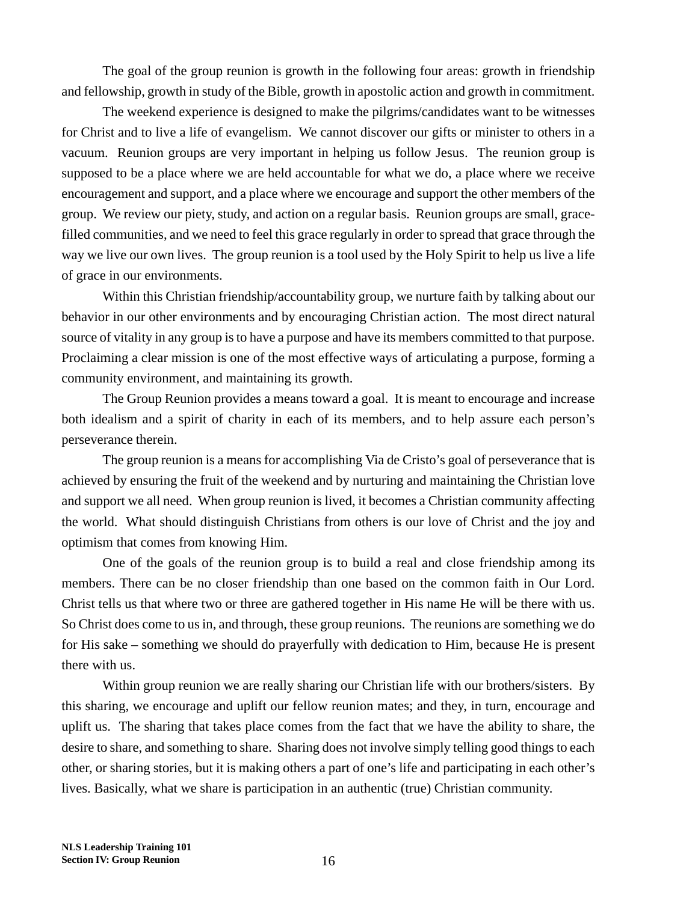The goal of the group reunion is growth in the following four areas: growth in friendship and fellowship, growth in study of the Bible, growth in apostolic action and growth in commitment.

The weekend experience is designed to make the pilgrims/candidates want to be witnesses for Christ and to live a life of evangelism. We cannot discover our gifts or minister to others in a vacuum. Reunion groups are very important in helping us follow Jesus. The reunion group is supposed to be a place where we are held accountable for what we do, a place where we receive encouragement and support, and a place where we encourage and support the other members of the group. We review our piety, study, and action on a regular basis. Reunion groups are small, grace-filled communities, and we need to feel this grace regularly in order to spread that grace through the way we live our own lives. The group reunion is a tool used by the Holy Spirit to help us live a life of grace in our environments.

Within this Christian friendship/accountability group, we nurture faith by talking about our behavior in our other environments and by encouraging Christian action. The most direct natural source of vitality in any group is to have a purpose and have its members committed to that purpose. Proclaiming a clear mission is one of the most effective ways of articulating a purpose, forming a community environment, and maintaining its growth.

The Group Reunion provides a means toward a goal. It is meant to encourage and increase both idealism and a spirit of charity in each of its members, and to help assure each person's perseverance therein.

The group reunion is a means for accomplishing Via de Cristo's goal of perseverance that is achieved by ensuring the fruit of the weekend and by nurturing and maintaining the Christian love and support we all need. When group reunion is lived, it becomes a Christian community affecting the world. What should distinguish Christians from others is our love of Christ and the joy and optimism that comes from knowing Him.

One of the goals of the reunion group is to build a real and close friendship among its members. There can be no closer friendship than one based on the common faith in Our Lord. Christ tells us that where two or three are gathered together in His name He will be there with us. So Christ does come to us in, and through, these group reunions. The reunions are something we do for His sake – something we should do prayerfully with dedication to Him, because He is present there with us.

Within group reunion we are really sharing our Christian life with our brothers/sisters. By this sharing, we encourage and uplift our fellow reunion mates; and they, in turn, encourage and uplift us. The sharing that takes place comes from the fact that we have the ability to share, the desire to share, and something to share. Sharing does not involve simply telling good things to each other, or sharing stories, but it is making others a part of one's life and participating in each other's lives. Basically, what we share is participation in an authentic (true) Christian community.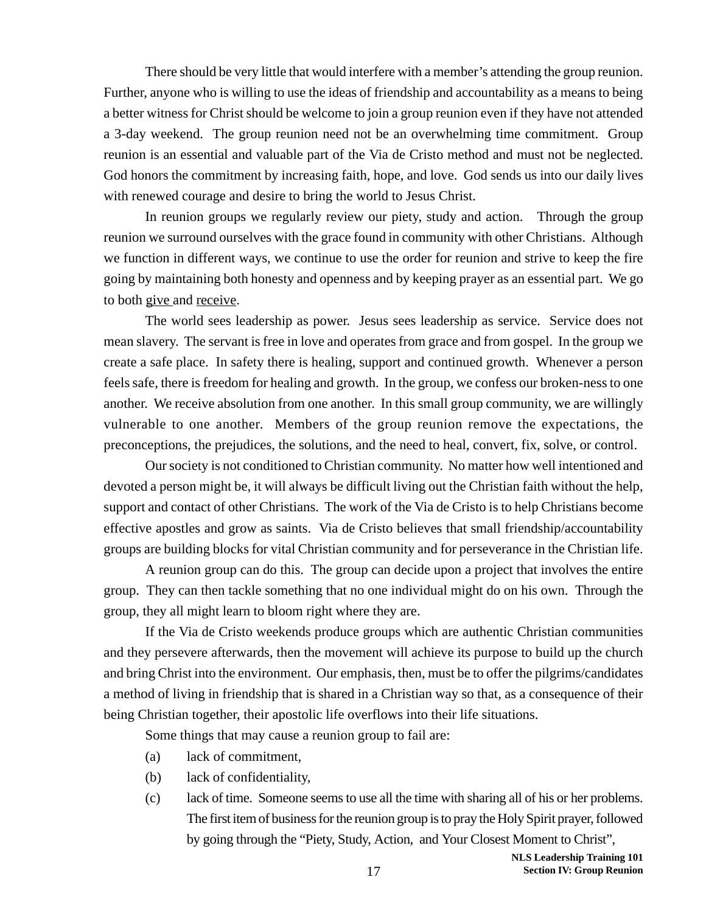There should be very little that would interfere with a member's attending the group reunion. Further, anyone who is willing to use the ideas of friendship and accountability as a means to being a better witness for Christ should be welcome to join a group reunion even if they have not attended a 3-day weekend. The group reunion need not be an overwhelming time commitment. Group reunion is an essential and valuable part of the Via de Cristo method and must not be neglected. God honors the commitment by increasing faith, hope, and love. God sends us into our daily lives with renewed courage and desire to bring the world to Jesus Christ.

In reunion groups we regularly review our piety, study and action. Through the group reunion we surround ourselves with the grace found in community with other Christians. Although we function in different ways, we continue to use the order for reunion and strive to keep the fire going by maintaining both honesty and openness and by keeping prayer as an essential part. We go to both <u>give</u> and <u>receive</u>.

The world sees leadership as power. Jesus sees leadership as service. Service does not mean slavery. The servant is free in love and operates from grace and from gospel. In the group we create a safe place. In safety there is healing, support and continued growth. Whenever a person feels safe, there is freedom for healing and growth. In the group, we confess our broken-ness to one another. We receive absolution from one another. In this small group community, we are willingly vulnerable to one another. Members of the group reunion remove the expectations, the preconceptions, the prejudices, the solutions, and the need to heal, convert, fix, solve, or control.

Our society is not conditioned to Christian community. No matter how well intentioned and devoted a person might be, it will always be difficult living out the Christian faith without the help, support and contact of other Christians. The work of the Via de Cristo is to help Christians become effective apostles and grow as saints. Via de Cristo believes that small friendship/accountability groups are building blocks for vital Christian community and for perseverance in the Christian life.

A reunion group can do this. The group can decide upon a project that involves the entire group. They can then tackle something that no one individual might do on his own. Through the group, they all might learn to bloom right where they are.

If the Via de Cristo weekends produce groups which are authentic Christian communities and they persevere afterwards, then the movement will achieve its purpose to build up the church and bring Christ into the environment. Our emphasis, then, must be to offer the pilgrims/candidates a method of living in friendship that is shared in a Christian way so that, as a consequence of their being Christian together, their apostolic life overflows into their life situations.

Some things that may cause a reunion group to fail are:

(a) lack of commitment,

(b) lack of confidentiality,

(c) lack of time. Someone seems to use all the time with sharing all of his or her problems. The first item of business for the reunion group is to pray the Holy Spirit prayer, followed by going through the "Piety, Study, Action, and Your Closest Moment to Christ",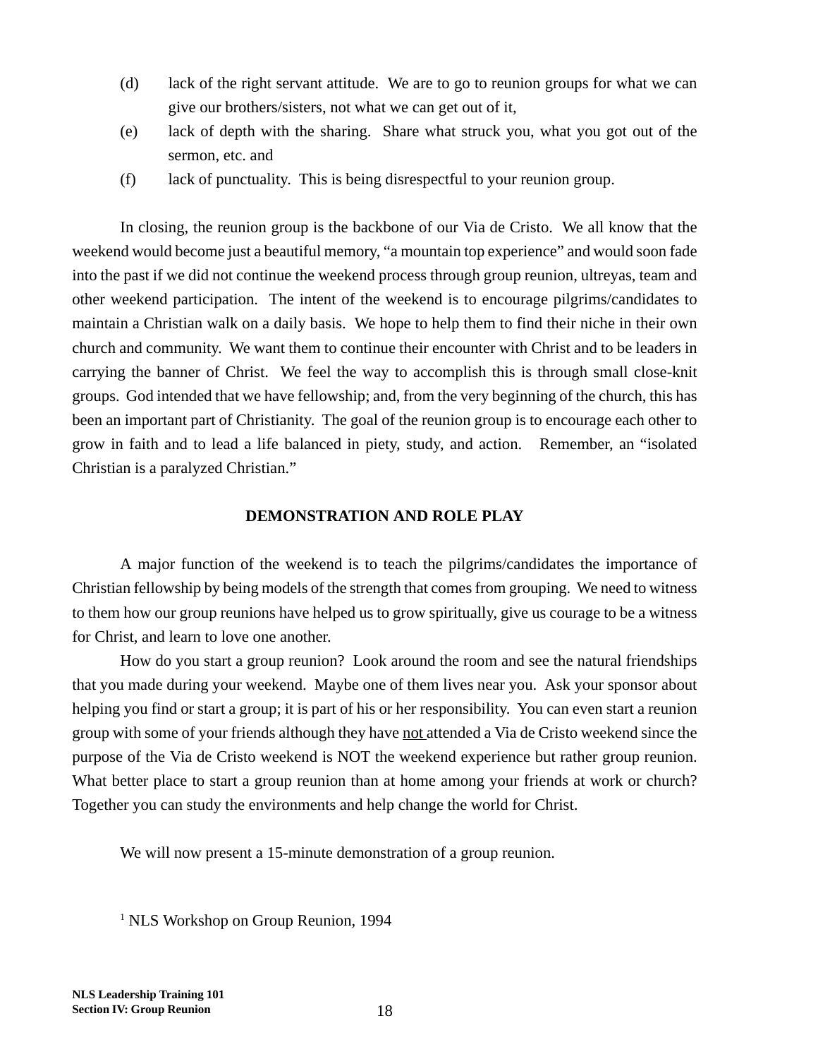(d) lack of the right servant attitude. We are to go to reunion groups for what we can give our brothers/sisters, not what we can get out of it,

(e) lack of depth with the sharing. Share what struck you, what you got out of the sermon, etc. and

(f) lack of punctuality. This is being disrespectful to your reunion group.

In closing, the reunion group is the backbone of our Via de Cristo. We all know that the weekend would become just a beautiful memory, "a mountain top experience" and would soon fade into the past if we did not continue the weekend process through group reunion, ultreyas, team and other weekend participation. The intent of the weekend is to encourage pilgrims/candidates to maintain a Christian walk on a daily basis. We hope to help them to find their niche in their own church and community. We want them to continue their encounter with Christ and to be leaders in carrying the banner of Christ. We feel the way to accomplish this is through small close-knit groups. God intended that we have fellowship; and, from the very beginning of the church, this has been an important part of Christianity. The goal of the reunion group is to encourage each other to grow in faith and to lead a life balanced in piety, study, and action. Remember, an "isolated Christian is a paralyzed Christian."

## DEMONSTRATION AND ROLE PLAY

A major function of the weekend is to teach the pilgrims/candidates the importance of Christian fellowship by being models of the strength that comes from grouping. We need to witness to them how our group reunions have helped us to grow spiritually, give us courage to be a witness for Christ, and learn to love one another.

How do you start a group reunion? Look around the room and see the natural friendships that you made during your weekend. Maybe one of them lives near you. Ask your sponsor about helping you find or start a group; it is part of his or her responsibility. You can even start a reunion group with some of your friends although they have <u>not</u> attended a Via de Cristo weekend since the purpose of the Via de Cristo weekend is NOT the weekend experience but rather group reunion. What better place to start a group reunion than at home among your friends at work or church? Together you can study the environments and help change the world for Christ.

We will now present a 15-minute demonstration of a group reunion.

[1] NLS Workshop on Group Reunion, 1994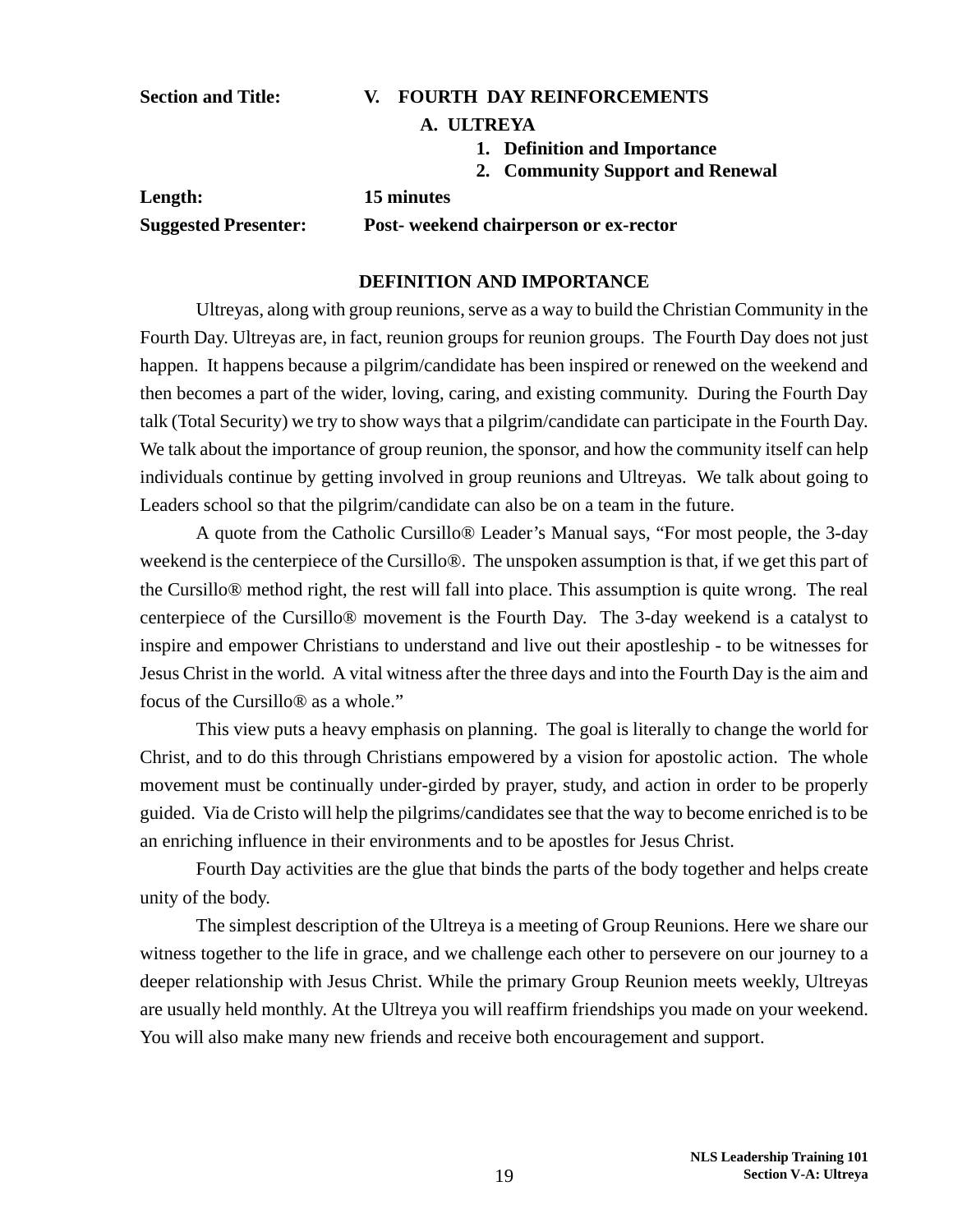**Section and Title:** **V. FOURTH DAY REINFORCEMENTS**

**A. ULTREYA**

1. **Definition and Importance**
2. **Community Support and Renewal**

**Length:** **15 minutes**

**Suggested Presenter:** **Post- weekend chairperson or ex-rector**

## DEFINITION AND IMPORTANCE

Ultreyas, along with group reunions, serve as a way to build the Christian Community in the Fourth Day. Ultreyas are, in fact, reunion groups for reunion groups. The Fourth Day does not just happen. It happens because a pilgrim/candidate has been inspired or renewed on the weekend and then becomes a part of the wider, loving, caring, and existing community. During the Fourth Day talk (Total Security) we try to show ways that a pilgrim/candidate can participate in the Fourth Day. We talk about the importance of group reunion, the sponsor, and how the community itself can help individuals continue by getting involved in group reunions and Ultreyas. We talk about going to Leaders school so that the pilgrim/candidate can also be on a team in the future.

A quote from the Catholic Cursillo® Leader's Manual says, "For most people, the 3-day weekend is the centerpiece of the Cursillo®. The unspoken assumption is that, if we get this part of the Cursillo® method right, the rest will fall into place. This assumption is quite wrong. The real centerpiece of the Cursillo® movement is the Fourth Day. The 3-day weekend is a catalyst to inspire and empower Christians to understand and live out their apostleship - to be witnesses for Jesus Christ in the world. A vital witness after the three days and into the Fourth Day is the aim and focus of the Cursillo® as a whole."

This view puts a heavy emphasis on planning. The goal is literally to change the world for Christ, and to do this through Christians empowered by a vision for apostolic action. The whole movement must be continually under-girded by prayer, study, and action in order to be properly guided. Via de Cristo will help the pilgrims/candidates see that the way to become enriched is to be an enriching influence in their environments and to be apostles for Jesus Christ.

Fourth Day activities are the glue that binds the parts of the body together and helps create unity of the body.

The simplest description of the Ultreya is a meeting of Group Reunions. Here we share our witness together to the life in grace, and we challenge each other to persevere on our journey to a deeper relationship with Jesus Christ. While the primary Group Reunion meets weekly, Ultreyas are usually held monthly. At the Ultreya you will reaffirm friendships you made on your weekend. You will also make many new friends and receive both encouragement and support.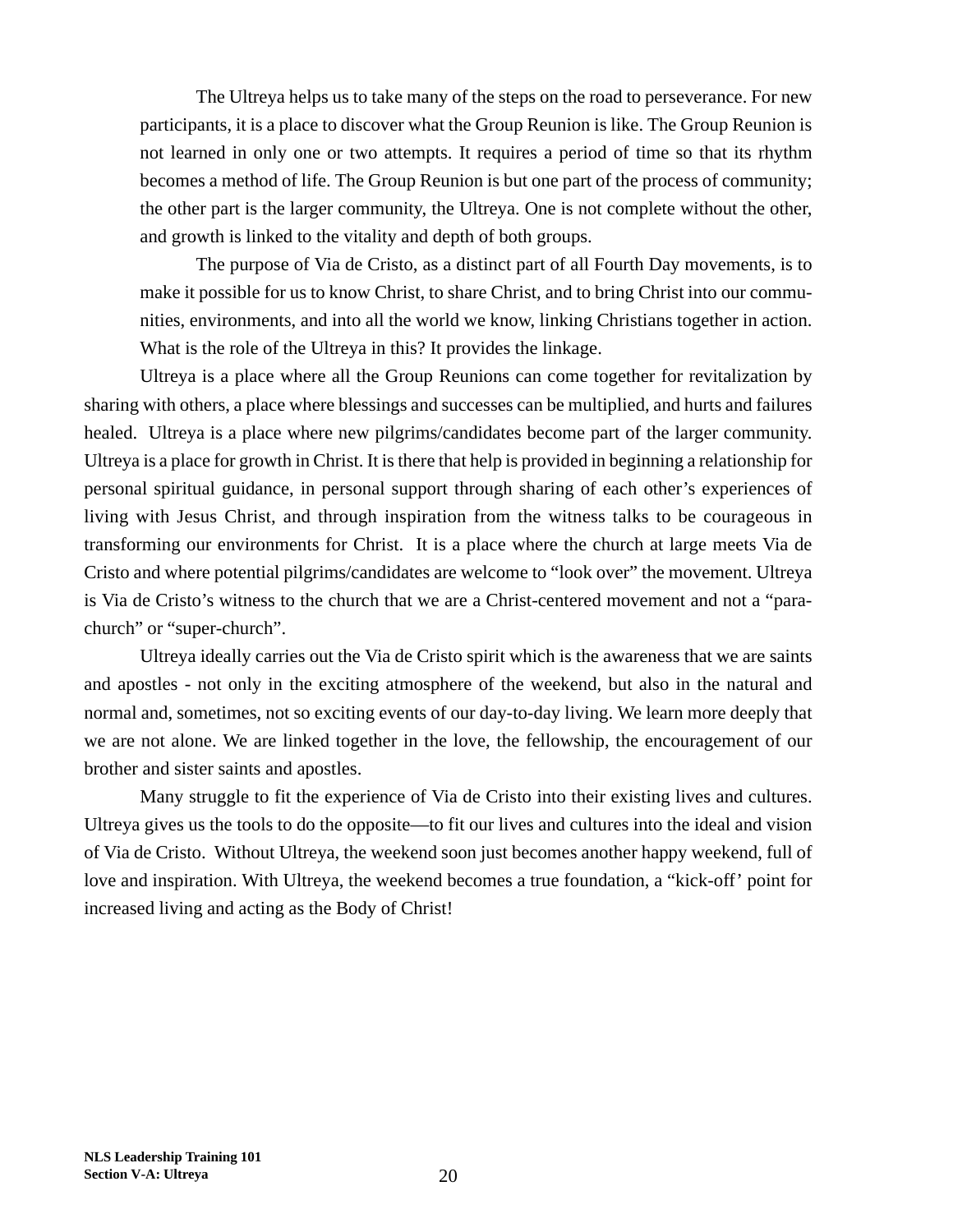The Ultreya helps us to take many of the steps on the road to perseverance. For new participants, it is a place to discover what the Group Reunion is like. The Group Reunion is not learned in only one or two attempts. It requires a period of time so that its rhythm becomes a method of life. The Group Reunion is but one part of the process of community; the other part is the larger community, the Ultreya. One is not complete without the other, and growth is linked to the vitality and depth of both groups.

The purpose of Via de Cristo, as a distinct part of all Fourth Day movements, is to make it possible for us to know Christ, to share Christ, and to bring Christ into our communities, environments, and into all the world we know, linking Christians together in action. What is the role of the Ultreya in this? It provides the linkage.

Ultreya is a place where all the Group Reunions can come together for revitalization by sharing with others, a place where blessings and successes can be multiplied, and hurts and failures healed. Ultreya is a place where new pilgrims/candidates become part of the larger community. Ultreya is a place for growth in Christ. It is there that help is provided in beginning a relationship for personal spiritual guidance, in personal support through sharing of each other's experiences of living with Jesus Christ, and through inspiration from the witness talks to be courageous in transforming our environments for Christ. It is a place where the church at large meets Via de Cristo and where potential pilgrims/candidates are welcome to "look over" the movement. Ultreya is Via de Cristo's witness to the church that we are a Christ-centered movement and not a "para-church" or "super-church".

Ultreya ideally carries out the Via de Cristo spirit which is the awareness that we are saints and apostles - not only in the exciting atmosphere of the weekend, but also in the natural and normal and, sometimes, not so exciting events of our day-to-day living. We learn more deeply that we are not alone. We are linked together in the love, the fellowship, the encouragement of our brother and sister saints and apostles.

Many struggle to fit the experience of Via de Cristo into their existing lives and cultures. Ultreya gives us the tools to do the opposite—to fit our lives and cultures into the ideal and vision of Via de Cristo. Without Ultreya, the weekend soon just becomes another happy weekend, full of love and inspiration. With Ultreya, the weekend becomes a true foundation, a "kick-off' point for increased living and acting as the Body of Christ!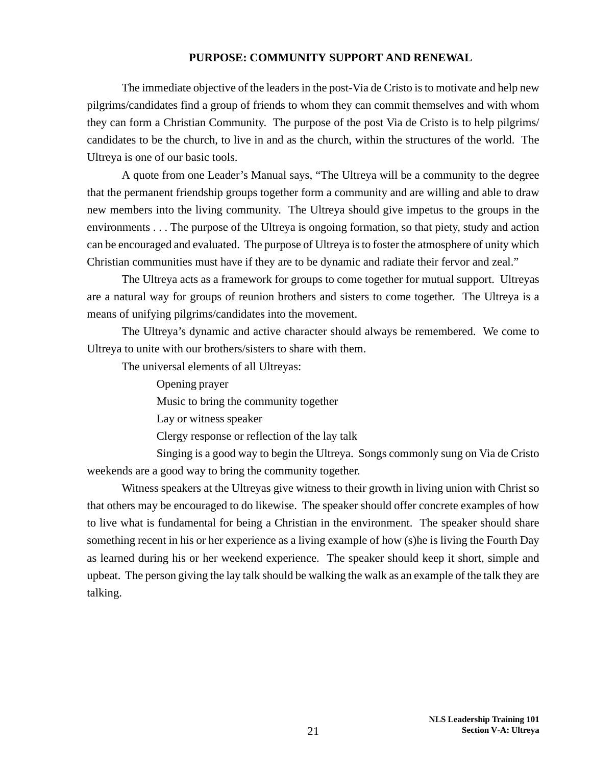## PURPOSE: COMMUNITY SUPPORT AND RENEWAL

The immediate objective of the leaders in the post-Via de Cristo is to motivate and help new pilgrims/candidates find a group of friends to whom they can commit themselves and with whom they can form a Christian Community. The purpose of the post Via de Cristo is to help pilgrims/candidates to be the church, to live in and as the church, within the structures of the world. The Ultreya is one of our basic tools.

A quote from one Leader's Manual says, "The Ultreya will be a community to the degree that the permanent friendship groups together form a community and are willing and able to draw new members into the living community. The Ultreya should give impetus to the groups in the environments . . . The purpose of the Ultreya is ongoing formation, so that piety, study and action can be encouraged and evaluated. The purpose of Ultreya is to foster the atmosphere of unity which Christian communities must have if they are to be dynamic and radiate their fervor and zeal."

The Ultreya acts as a framework for groups to come together for mutual support. Ultreyas are a natural way for groups of reunion brothers and sisters to come together. The Ultreya is a means of unifying pilgrims/candidates into the movement.

The Ultreya's dynamic and active character should always be remembered. We come to Ultreya to unite with our brothers/sisters to share with them.

The universal elements of all Ultreyas:

- Opening prayer
- Music to bring the community together
- Lay or witness speaker
- Clergy response or reflection of the lay talk

Singing is a good way to begin the Ultreya. Songs commonly sung on Via de Cristo weekends are a good way to bring the community together.

Witness speakers at the Ultreyas give witness to their growth in living union with Christ so that others may be encouraged to do likewise. The speaker should offer concrete examples of how to live what is fundamental for being a Christian in the environment. The speaker should share something recent in his or her experience as a living example of how (s)he is living the Fourth Day as learned during his or her weekend experience. The speaker should keep it short, simple and upbeat. The person giving the lay talk should be walking the walk as an example of the talk they are talking.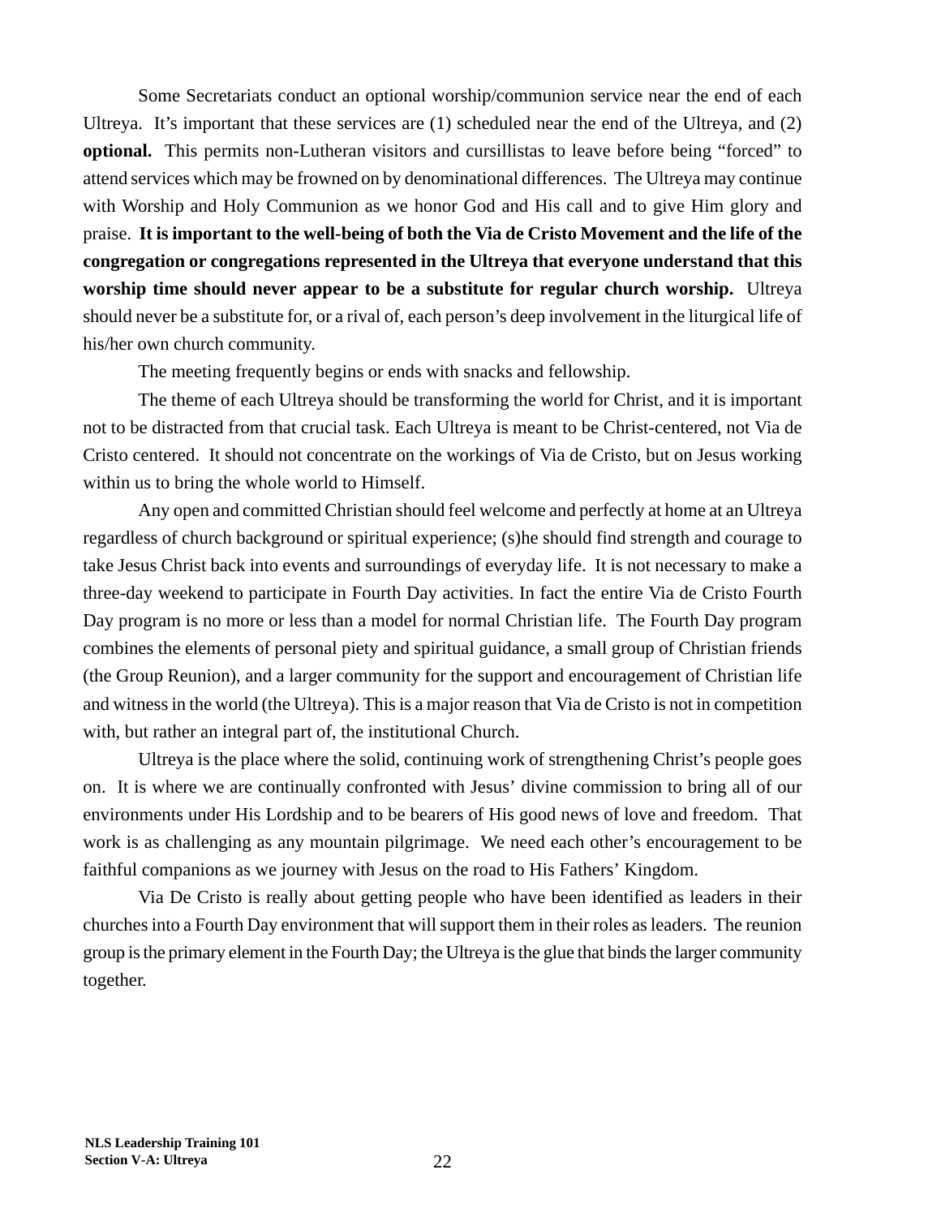Some Secretariats conduct an optional worship/communion service near the end of each Ultreya. It's important that these services are (1) scheduled near the end of the Ultreya, and (2) **optional.** This permits non-Lutheran visitors and cursillistas to leave before being "forced" to attend services which may be frowned on by denominational differences. The Ultreya may continue with Worship and Holy Communion as we honor God and His call and to give Him glory and praise. **It is important to the well-being of both the Via de Cristo Movement and the life of the congregation or congregations represented in the Ultreya that everyone understand that this worship time should never appear to be a substitute for regular church worship.** Ultreya should never be a substitute for, or a rival of, each person's deep involvement in the liturgical life of his/her own church community.

The meeting frequently begins or ends with snacks and fellowship.

The theme of each Ultreya should be transforming the world for Christ, and it is important not to be distracted from that crucial task. Each Ultreya is meant to be Christ-centered, not Via de Cristo centered. It should not concentrate on the workings of Via de Cristo, but on Jesus working within us to bring the whole world to Himself.

Any open and committed Christian should feel welcome and perfectly at home at an Ultreya regardless of church background or spiritual experience; (s)he should find strength and courage to take Jesus Christ back into events and surroundings of everyday life. It is not necessary to make a three-day weekend to participate in Fourth Day activities. In fact the entire Via de Cristo Fourth Day program is no more or less than a model for normal Christian life. The Fourth Day program combines the elements of personal piety and spiritual guidance, a small group of Christian friends (the Group Reunion), and a larger community for the support and encouragement of Christian life and witness in the world (the Ultreya). This is a major reason that Via de Cristo is not in competition with, but rather an integral part of, the institutional Church.

Ultreya is the place where the solid, continuing work of strengthening Christ's people goes on. It is where we are continually confronted with Jesus' divine commission to bring all of our environments under His Lordship and to be bearers of His good news of love and freedom. That work is as challenging as any mountain pilgrimage. We need each other's encouragement to be faithful companions as we journey with Jesus on the road to His Fathers' Kingdom.

Via De Cristo is really about getting people who have been identified as leaders in their churches into a Fourth Day environment that will support them in their roles as leaders. The reunion group is the primary element in the Fourth Day; the Ultreya is the glue that binds the larger community together.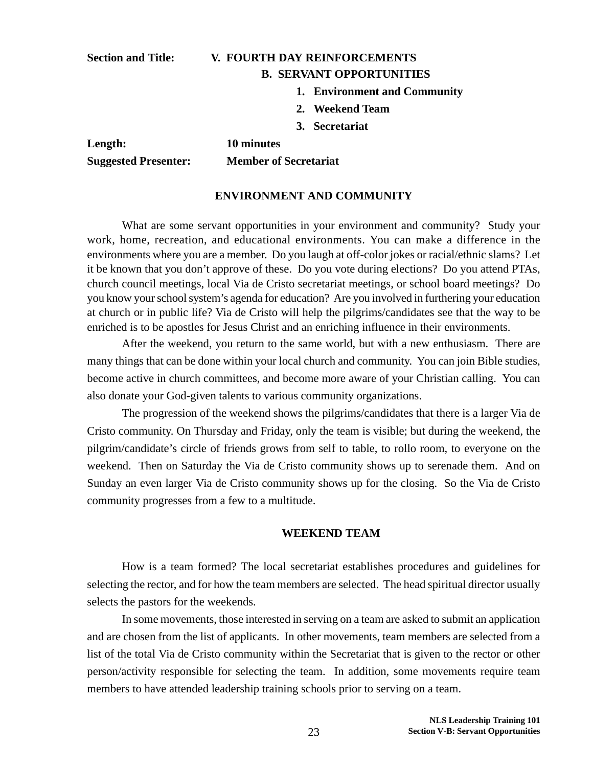**Section and Title:** **V. FOURTH DAY REINFORCEMENTS**

**B. SERVANT OPPORTUNITIES**

1. **Environment and Community**
2. **Weekend Team**
3. **Secretariat**

**Length:** **10 minutes**

**Suggested Presenter:** **Member of Secretariat**

## ENVIRONMENT AND COMMUNITY

What are some servant opportunities in your environment and community? Study your work, home, recreation, and educational environments. You can make a difference in the environments where you are a member. Do you laugh at off-color jokes or racial/ethnic slams? Let it be known that you don't approve of these. Do you vote during elections? Do you attend PTAs, church council meetings, local Via de Cristo secretariat meetings, or school board meetings? Do you know your school system's agenda for education? Are you involved in furthering your education at church or in public life? Via de Cristo will help the pilgrims/candidates see that the way to be enriched is to be apostles for Jesus Christ and an enriching influence in their environments.

After the weekend, you return to the same world, but with a new enthusiasm. There are many things that can be done within your local church and community. You can join Bible studies, become active in church committees, and become more aware of your Christian calling. You can also donate your God-given talents to various community organizations.

The progression of the weekend shows the pilgrims/candidates that there is a larger Via de Cristo community. On Thursday and Friday, only the team is visible; but during the weekend, the pilgrim/candidate's circle of friends grows from self to table, to rollo room, to everyone on the weekend. Then on Saturday the Via de Cristo community shows up to serenade them. And on Sunday an even larger Via de Cristo community shows up for the closing. So the Via de Cristo community progresses from a few to a multitude.

## WEEKEND TEAM

How is a team formed? The local secretariat establishes procedures and guidelines for selecting the rector, and for how the team members are selected. The head spiritual director usually selects the pastors for the weekends.

In some movements, those interested in serving on a team are asked to submit an application and are chosen from the list of applicants. In other movements, team members are selected from a list of the total Via de Cristo community within the Secretariat that is given to the rector or other person/activity responsible for selecting the team. In addition, some movements require team members to have attended leadership training schools prior to serving on a team.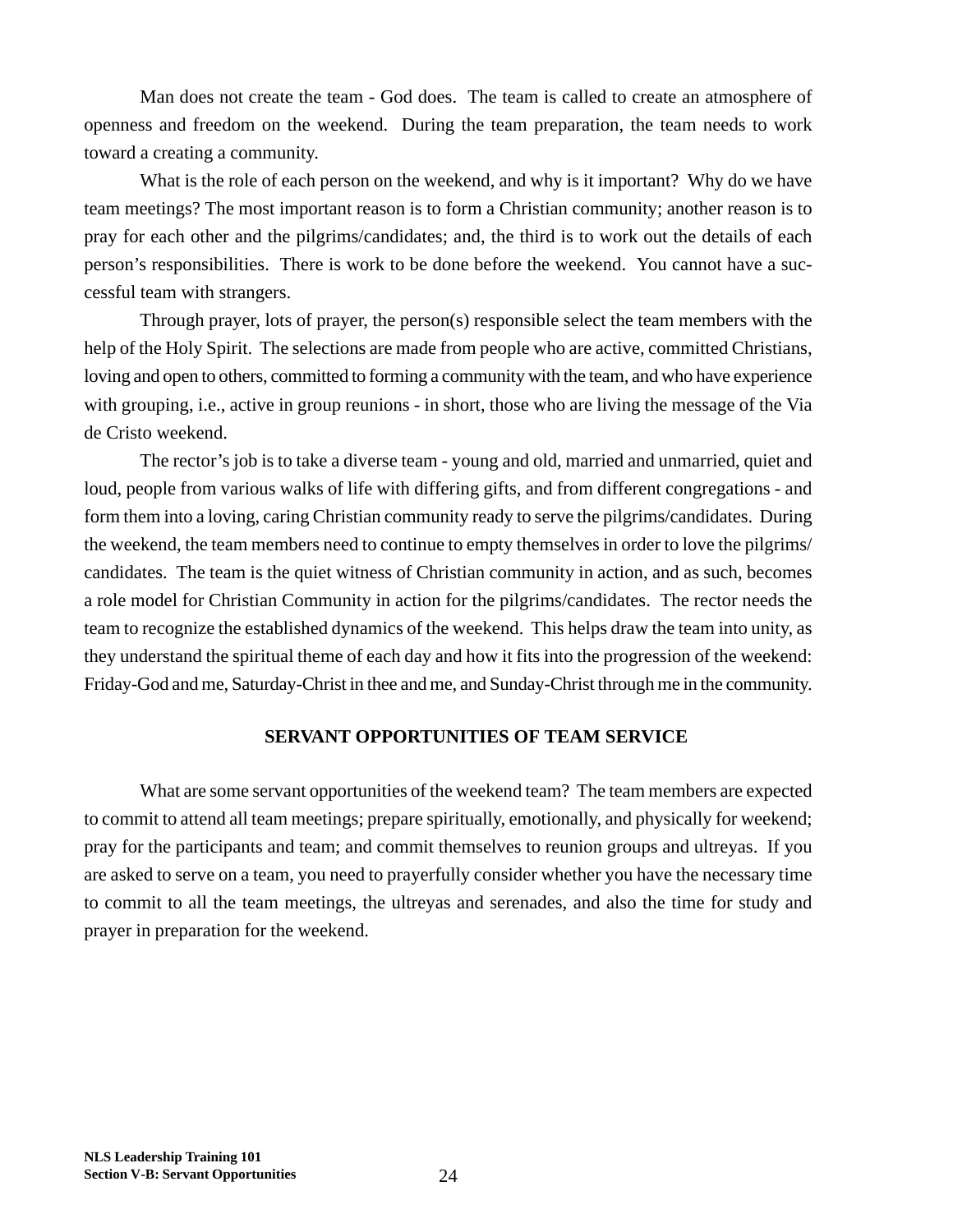Man does not create the team - God does. The team is called to create an atmosphere of openness and freedom on the weekend. During the team preparation, the team needs to work toward a creating a community.

What is the role of each person on the weekend, and why is it important? Why do we have team meetings? The most important reason is to form a Christian community; another reason is to pray for each other and the pilgrims/candidates; and, the third is to work out the details of each person's responsibilities. There is work to be done before the weekend. You cannot have a successful team with strangers.

Through prayer, lots of prayer, the person(s) responsible select the team members with the help of the Holy Spirit. The selections are made from people who are active, committed Christians, loving and open to others, committed to forming a community with the team, and who have experience with grouping, i.e., active in group reunions - in short, those who are living the message of the Via de Cristo weekend.

The rector's job is to take a diverse team - young and old, married and unmarried, quiet and loud, people from various walks of life with differing gifts, and from different congregations - and form them into a loving, caring Christian community ready to serve the pilgrims/candidates. During the weekend, the team members need to continue to empty themselves in order to love the pilgrims/candidates. The team is the quiet witness of Christian community in action, and as such, becomes a role model for Christian Community in action for the pilgrims/candidates. The rector needs the team to recognize the established dynamics of the weekend. This helps draw the team into unity, as they understand the spiritual theme of each day and how it fits into the progression of the weekend: Friday-God and me, Saturday-Christ in thee and me, and Sunday-Christ through me in the community.

## SERVANT OPPORTUNITIES OF TEAM SERVICE

What are some servant opportunities of the weekend team? The team members are expected to commit to attend all team meetings; prepare spiritually, emotionally, and physically for weekend; pray for the participants and team; and commit themselves to reunion groups and ultreyas. If you are asked to serve on a team, you need to prayerfully consider whether you have the necessary time to commit to all the team meetings, the ultreyas and serenades, and also the time for study and prayer in preparation for the weekend.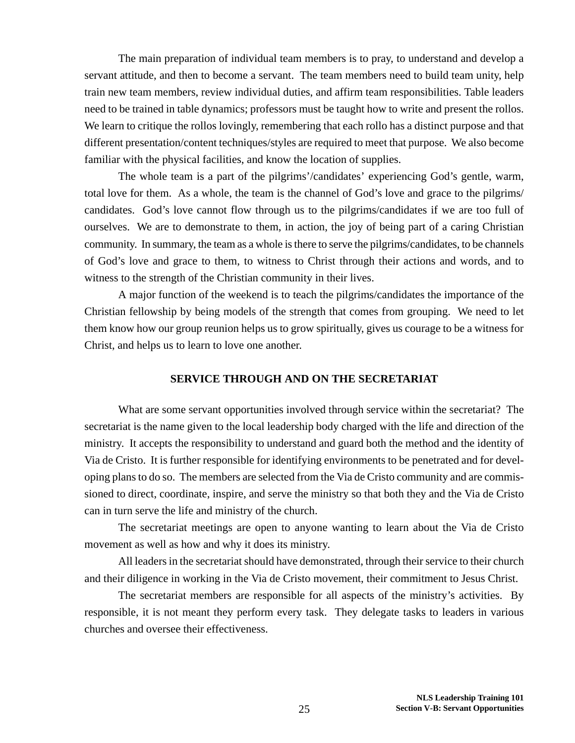The main preparation of individual team members is to pray, to understand and develop a servant attitude, and then to become a servant. The team members need to build team unity, help train new team members, review individual duties, and affirm team responsibilities. Table leaders need to be trained in table dynamics; professors must be taught how to write and present the rollos. We learn to critique the rollos lovingly, remembering that each rollo has a distinct purpose and that different presentation/content techniques/styles are required to meet that purpose. We also become familiar with the physical facilities, and know the location of supplies.

The whole team is a part of the pilgrims'/candidates' experiencing God's gentle, warm, total love for them. As a whole, the team is the channel of God's love and grace to the pilgrims/candidates. God's love cannot flow through us to the pilgrims/candidates if we are too full of ourselves. We are to demonstrate to them, in action, the joy of being part of a caring Christian community. In summary, the team as a whole is there to serve the pilgrims/candidates, to be channels of God's love and grace to them, to witness to Christ through their actions and words, and to witness to the strength of the Christian community in their lives.

A major function of the weekend is to teach the pilgrims/candidates the importance of the Christian fellowship by being models of the strength that comes from grouping. We need to let them know how our group reunion helps us to grow spiritually, gives us courage to be a witness for Christ, and helps us to learn to love one another.

## SERVICE THROUGH AND ON THE SECRETARIAT

What are some servant opportunities involved through service within the secretariat? The secretariat is the name given to the local leadership body charged with the life and direction of the ministry. It accepts the responsibility to understand and guard both the method and the identity of Via de Cristo. It is further responsible for identifying environments to be penetrated and for developing plans to do so. The members are selected from the Via de Cristo community and are commissioned to direct, coordinate, inspire, and serve the ministry so that both they and the Via de Cristo can in turn serve the life and ministry of the church.

The secretariat meetings are open to anyone wanting to learn about the Via de Cristo movement as well as how and why it does its ministry.

All leaders in the secretariat should have demonstrated, through their service to their church and their diligence in working in the Via de Cristo movement, their commitment to Jesus Christ.

The secretariat members are responsible for all aspects of the ministry's activities. By responsible, it is not meant they perform every task. They delegate tasks to leaders in various churches and oversee their effectiveness.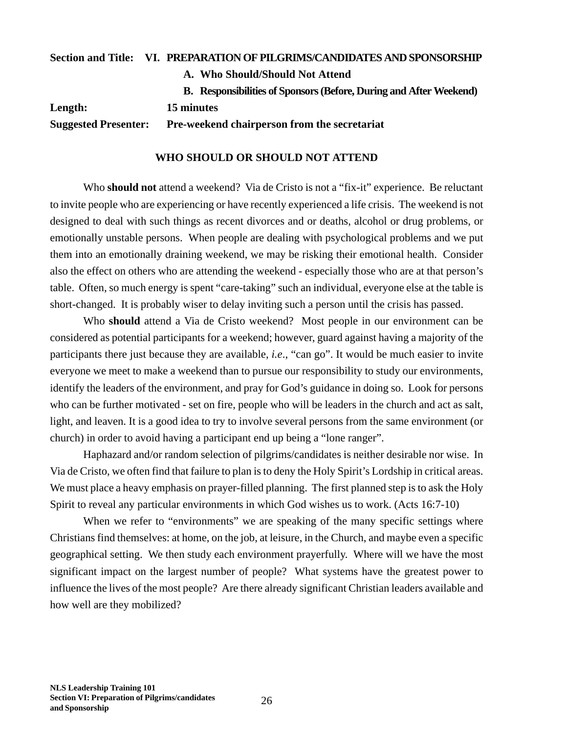**Section and Title:** **VI. PREPARATION OF PILGRIMS/CANDIDATES AND SPONSORSHIP**

**A. Who Should/Should Not Attend**

**B. Responsibilities of Sponsors (Before, During and After Weekend)**

**Length:** **15 minutes**

**Suggested Presenter:** **Pre-weekend chairperson from the secretariat**

## WHO SHOULD OR SHOULD NOT ATTEND

Who **should not** attend a weekend? Via de Cristo is not a "fix-it" experience. Be reluctant to invite people who are experiencing or have recently experienced a life crisis. The weekend is not designed to deal with such things as recent divorces and or deaths, alcohol or drug problems, or emotionally unstable persons. When people are dealing with psychological problems and we put them into an emotionally draining weekend, we may be risking their emotional health. Consider also the effect on others who are attending the weekend - especially those who are at that person's table. Often, so much energy is spent "care-taking" such an individual, everyone else at the table is short-changed. It is probably wiser to delay inviting such a person until the crisis has passed.

Who **should** attend a Via de Cristo weekend? Most people in our environment can be considered as potential participants for a weekend; however, guard against having a majority of the participants there just because they are available, *i.e*., "can go". It would be much easier to invite everyone we meet to make a weekend than to pursue our responsibility to study our environments, identify the leaders of the environment, and pray for God's guidance in doing so. Look for persons who can be further motivated - set on fire, people who will be leaders in the church and act as salt, light, and leaven. It is a good idea to try to involve several persons from the same environment (or church) in order to avoid having a participant end up being a "lone ranger".

Haphazard and/or random selection of pilgrims/candidates is neither desirable nor wise. In Via de Cristo, we often find that failure to plan is to deny the Holy Spirit's Lordship in critical areas. We must place a heavy emphasis on prayer-filled planning. The first planned step is to ask the Holy Spirit to reveal any particular environments in which God wishes us to work. (Acts 16:7-10)

When we refer to "environments" we are speaking of the many specific settings where Christians find themselves: at home, on the job, at leisure, in the Church, and maybe even a specific geographical setting. We then study each environment prayerfully. Where will we have the most significant impact on the largest number of people? What systems have the greatest power to influence the lives of the most people? Are there already significant Christian leaders available and how well are they mobilized?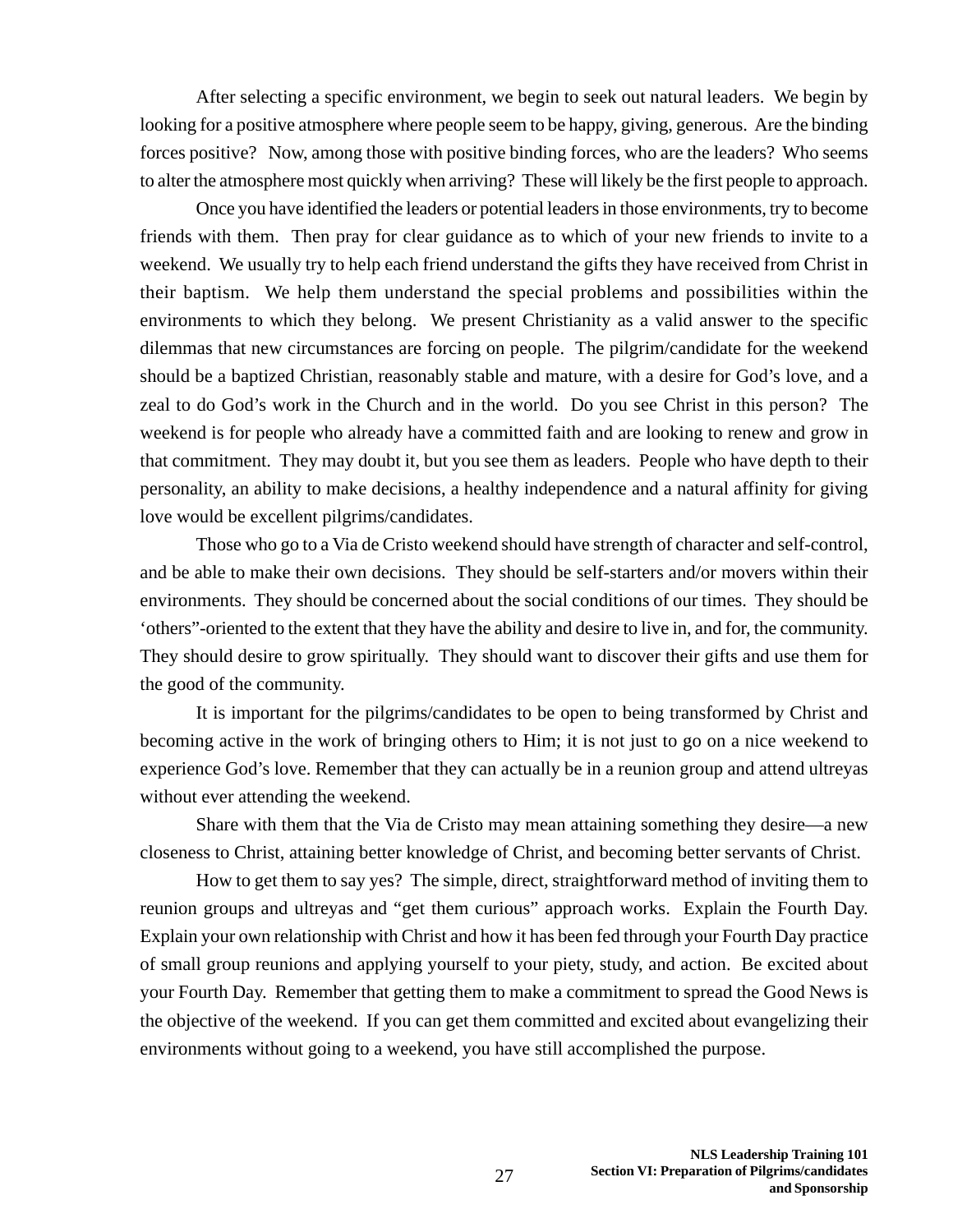After selecting a specific environment, we begin to seek out natural leaders. We begin by looking for a positive atmosphere where people seem to be happy, giving, generous. Are the binding forces positive? Now, among those with positive binding forces, who are the leaders? Who seems to alter the atmosphere most quickly when arriving? These will likely be the first people to approach.

Once you have identified the leaders or potential leaders in those environments, try to become friends with them. Then pray for clear guidance as to which of your new friends to invite to a weekend. We usually try to help each friend understand the gifts they have received from Christ in their baptism. We help them understand the special problems and possibilities within the environments to which they belong. We present Christianity as a valid answer to the specific dilemmas that new circumstances are forcing on people. The pilgrim/candidate for the weekend should be a baptized Christian, reasonably stable and mature, with a desire for God's love, and a zeal to do God's work in the Church and in the world. Do you see Christ in this person? The weekend is for people who already have a committed faith and are looking to renew and grow in that commitment. They may doubt it, but you see them as leaders. People who have depth to their personality, an ability to make decisions, a healthy independence and a natural affinity for giving love would be excellent pilgrims/candidates.

Those who go to a Via de Cristo weekend should have strength of character and self-control, and be able to make their own decisions. They should be self-starters and/or movers within their environments. They should be concerned about the social conditions of our times. They should be 'others"-oriented to the extent that they have the ability and desire to live in, and for, the community. They should desire to grow spiritually. They should want to discover their gifts and use them for the good of the community.

It is important for the pilgrims/candidates to be open to being transformed by Christ and becoming active in the work of bringing others to Him; it is not just to go on a nice weekend to experience God's love. Remember that they can actually be in a reunion group and attend ultreyas without ever attending the weekend.

Share with them that the Via de Cristo may mean attaining something they desire—a new closeness to Christ, attaining better knowledge of Christ, and becoming better servants of Christ.

How to get them to say yes? The simple, direct, straightforward method of inviting them to reunion groups and ultreyas and "get them curious" approach works. Explain the Fourth Day. Explain your own relationship with Christ and how it has been fed through your Fourth Day practice of small group reunions and applying yourself to your piety, study, and action. Be excited about your Fourth Day. Remember that getting them to make a commitment to spread the Good News is the objective of the weekend. If you can get them committed and excited about evangelizing their environments without going to a weekend, you have still accomplished the purpose.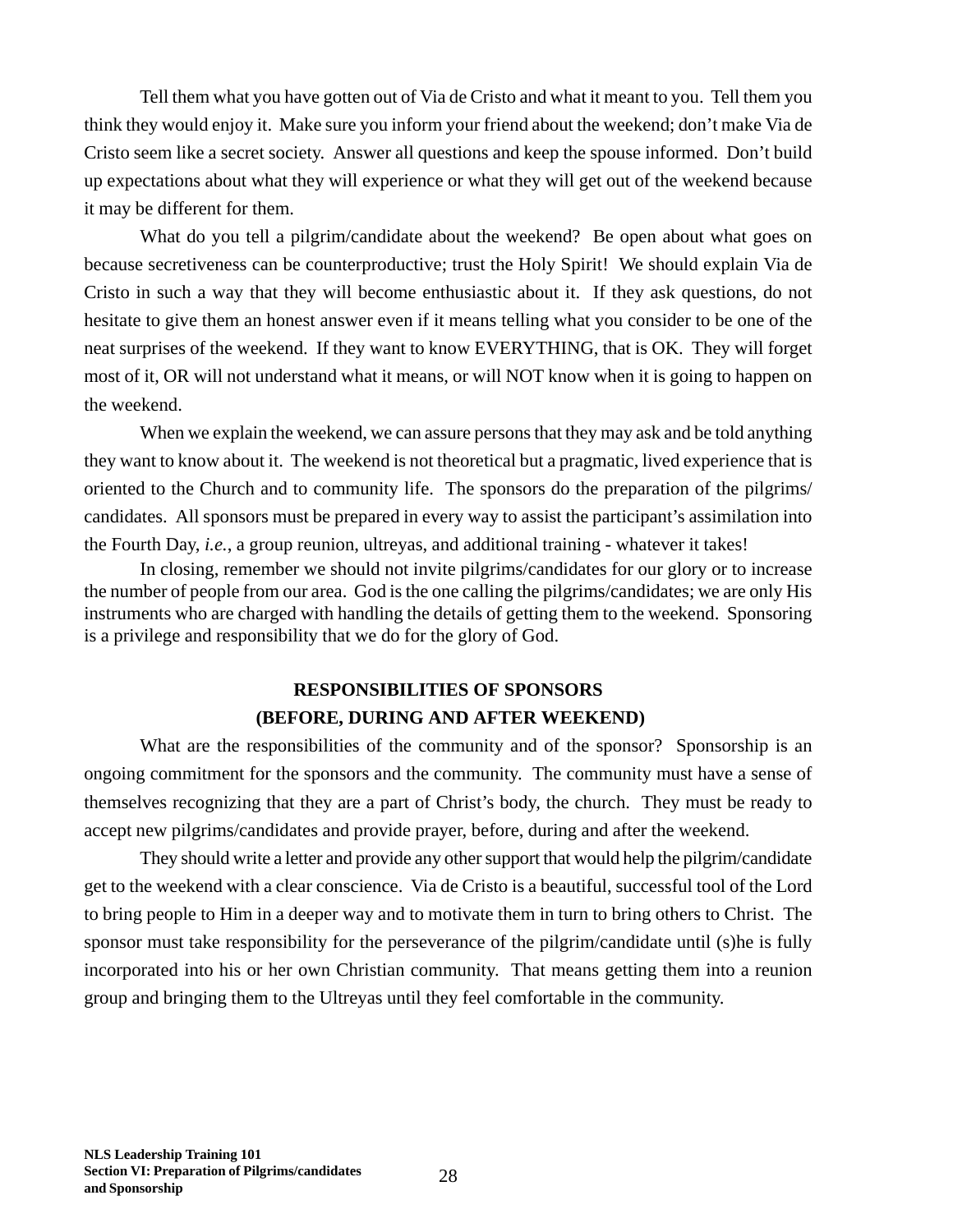Tell them what you have gotten out of Via de Cristo and what it meant to you. Tell them you think they would enjoy it. Make sure you inform your friend about the weekend; don't make Via de Cristo seem like a secret society. Answer all questions and keep the spouse informed. Don't build up expectations about what they will experience or what they will get out of the weekend because it may be different for them.

What do you tell a pilgrim/candidate about the weekend? Be open about what goes on because secretiveness can be counterproductive; trust the Holy Spirit! We should explain Via de Cristo in such a way that they will become enthusiastic about it. If they ask questions, do not hesitate to give them an honest answer even if it means telling what you consider to be one of the neat surprises of the weekend. If they want to know EVERYTHING, that is OK. They will forget most of it, OR will not understand what it means, or will NOT know when it is going to happen on the weekend.

When we explain the weekend, we can assure persons that they may ask and be told anything they want to know about it. The weekend is not theoretical but a pragmatic, lived experience that is oriented to the Church and to community life. The sponsors do the preparation of the pilgrims/candidates. All sponsors must be prepared in every way to assist the participant's assimilation into the Fourth Day, *i.e.*, a group reunion, ultreyas, and additional training - whatever it takes!

In closing, remember we should not invite pilgrims/candidates for our glory or to increase the number of people from our area. God is the one calling the pilgrims/candidates; we are only His instruments who are charged with handling the details of getting them to the weekend. Sponsoring is a privilege and responsibility that we do for the glory of God.

## RESPONSIBILITIES OF SPONSORS (BEFORE, DURING AND AFTER WEEKEND)

What are the responsibilities of the community and of the sponsor? Sponsorship is an ongoing commitment for the sponsors and the community. The community must have a sense of themselves recognizing that they are a part of Christ's body, the church. They must be ready to accept new pilgrims/candidates and provide prayer, before, during and after the weekend.

They should write a letter and provide any other support that would help the pilgrim/candidate get to the weekend with a clear conscience. Via de Cristo is a beautiful, successful tool of the Lord to bring people to Him in a deeper way and to motivate them in turn to bring others to Christ. The sponsor must take responsibility for the perseverance of the pilgrim/candidate until (s)he is fully incorporated into his or her own Christian community. That means getting them into a reunion group and bringing them to the Ultreyas until they feel comfortable in the community.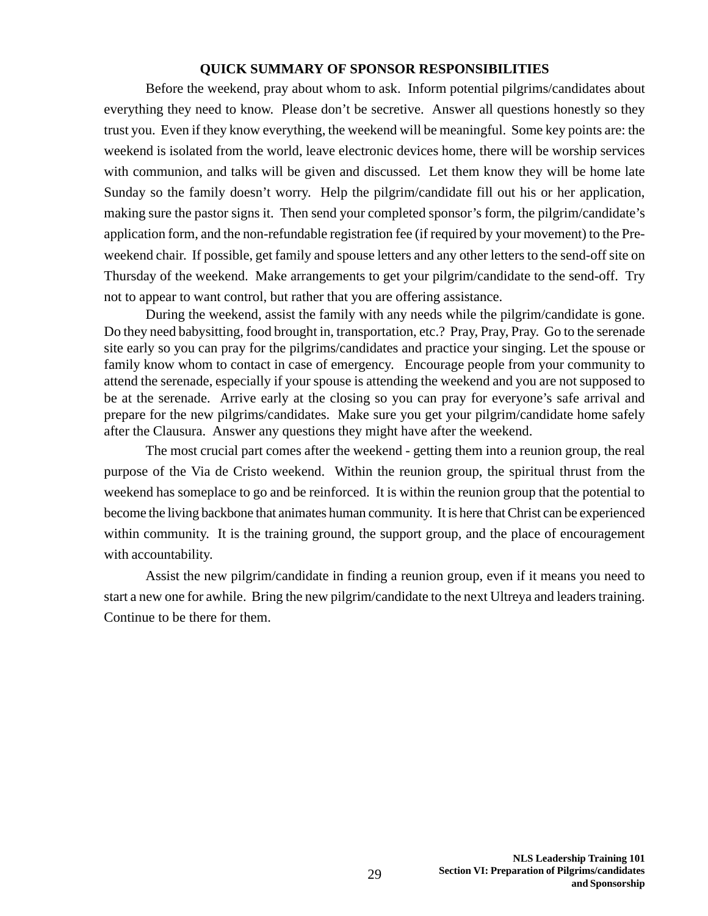## QUICK SUMMARY OF SPONSOR RESPONSIBILITIES

Before the weekend, pray about whom to ask. Inform potential pilgrims/candidates about everything they need to know. Please don't be secretive. Answer all questions honestly so they trust you. Even if they know everything, the weekend will be meaningful. Some key points are: the weekend is isolated from the world, leave electronic devices home, there will be worship services with communion, and talks will be given and discussed. Let them know they will be home late Sunday so the family doesn't worry. Help the pilgrim/candidate fill out his or her application, making sure the pastor signs it. Then send your completed sponsor's form, the pilgrim/candidate's application form, and the non-refundable registration fee (if required by your movement) to the Pre-weekend chair. If possible, get family and spouse letters and any other letters to the send-off site on Thursday of the weekend. Make arrangements to get your pilgrim/candidate to the send-off. Try not to appear to want control, but rather that you are offering assistance.

During the weekend, assist the family with any needs while the pilgrim/candidate is gone. Do they need babysitting, food brought in, transportation, etc.? Pray, Pray, Pray. Go to the serenade site early so you can pray for the pilgrims/candidates and practice your singing. Let the spouse or family know whom to contact in case of emergency. Encourage people from your community to attend the serenade, especially if your spouse is attending the weekend and you are not supposed to be at the serenade. Arrive early at the closing so you can pray for everyone's safe arrival and prepare for the new pilgrims/candidates. Make sure you get your pilgrim/candidate home safely after the Clausura. Answer any questions they might have after the weekend.

The most crucial part comes after the weekend - getting them into a reunion group, the real purpose of the Via de Cristo weekend. Within the reunion group, the spiritual thrust from the weekend has someplace to go and be reinforced. It is within the reunion group that the potential to become the living backbone that animates human community. It is here that Christ can be experienced within community. It is the training ground, the support group, and the place of encouragement with accountability.

Assist the new pilgrim/candidate in finding a reunion group, even if it means you need to start a new one for awhile. Bring the new pilgrim/candidate to the next Ultreya and leaders training. Continue to be there for them.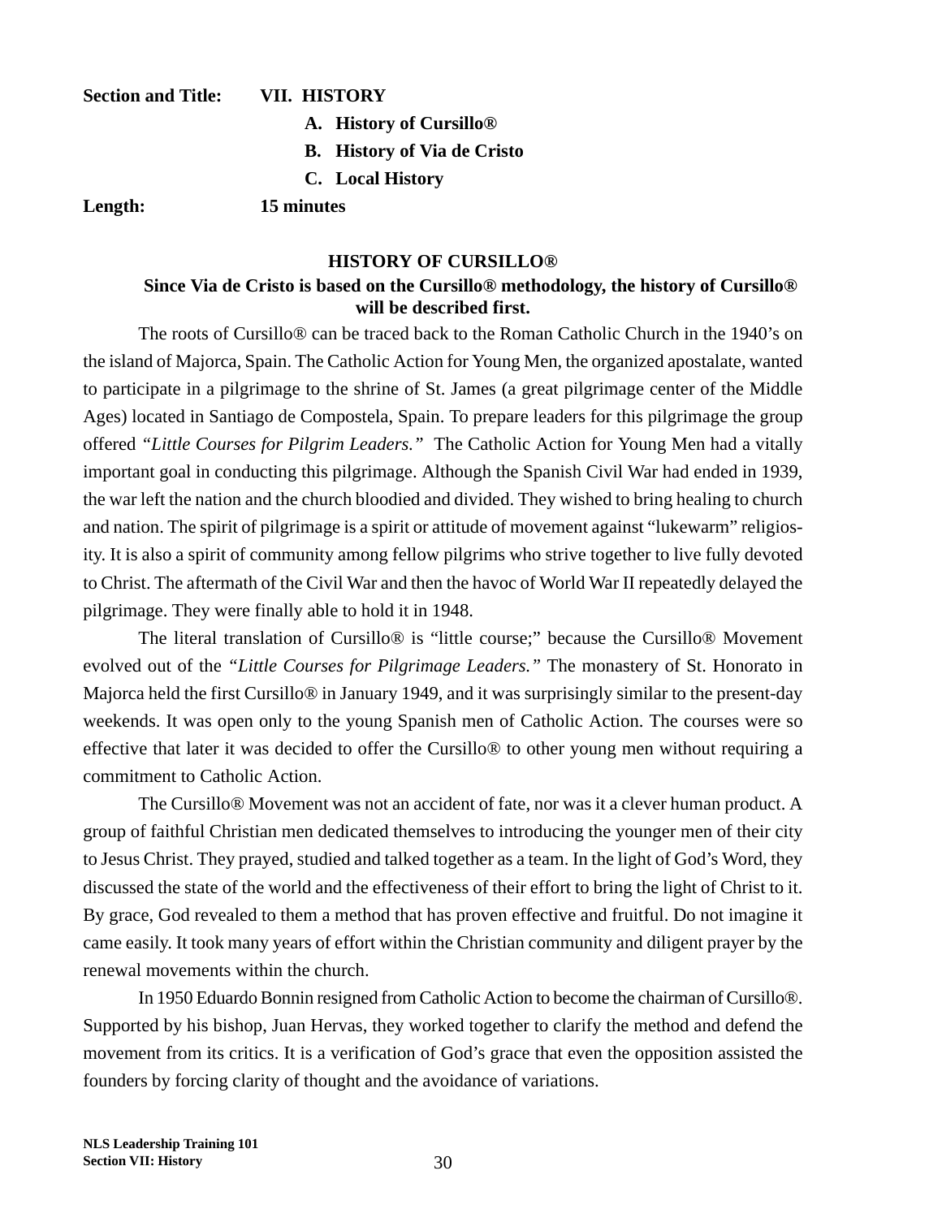**Section and Title:** **VII. HISTORY**

**A. History of Cursillo®**

**B. History of Via de Cristo**

**C. Local History**

**Length:** **15 minutes**

## HISTORY OF CURSILLO®

**Since Via de Cristo is based on the Cursillo® methodology, the history of Cursillo® will be described first.**

The roots of Cursillo® can be traced back to the Roman Catholic Church in the 1940's on the island of Majorca, Spain. The Catholic Action for Young Men, the organized apostalate, wanted to participate in a pilgrimage to the shrine of St. James (a great pilgrimage center of the Middle Ages) located in Santiago de Compostela, Spain. To prepare leaders for this pilgrimage the group offered *"Little Courses for Pilgrim Leaders."* The Catholic Action for Young Men had a vitally important goal in conducting this pilgrimage. Although the Spanish Civil War had ended in 1939, the war left the nation and the church bloodied and divided. They wished to bring healing to church and nation. The spirit of pilgrimage is a spirit or attitude of movement against "lukewarm" religiosity. It is also a spirit of community among fellow pilgrims who strive together to live fully devoted to Christ. The aftermath of the Civil War and then the havoc of World War II repeatedly delayed the pilgrimage. They were finally able to hold it in 1948.

The literal translation of Cursillo® is "little course;" because the Cursillo® Movement evolved out of the *"Little Courses for Pilgrimage Leaders."* The monastery of St. Honorato in Majorca held the first Cursillo® in January 1949, and it was surprisingly similar to the present-day weekends. It was open only to the young Spanish men of Catholic Action. The courses were so effective that later it was decided to offer the Cursillo® to other young men without requiring a commitment to Catholic Action.

The Cursillo® Movement was not an accident of fate, nor was it a clever human product. A group of faithful Christian men dedicated themselves to introducing the younger men of their city to Jesus Christ. They prayed, studied and talked together as a team. In the light of God's Word, they discussed the state of the world and the effectiveness of their effort to bring the light of Christ to it. By grace, God revealed to them a method that has proven effective and fruitful. Do not imagine it came easily. It took many years of effort within the Christian community and diligent prayer by the renewal movements within the church.

In 1950 Eduardo Bonnin resigned from Catholic Action to become the chairman of Cursillo®. Supported by his bishop, Juan Hervas, they worked together to clarify the method and defend the movement from its critics. It is a verification of God's grace that even the opposition assisted the founders by forcing clarity of thought and the avoidance of variations.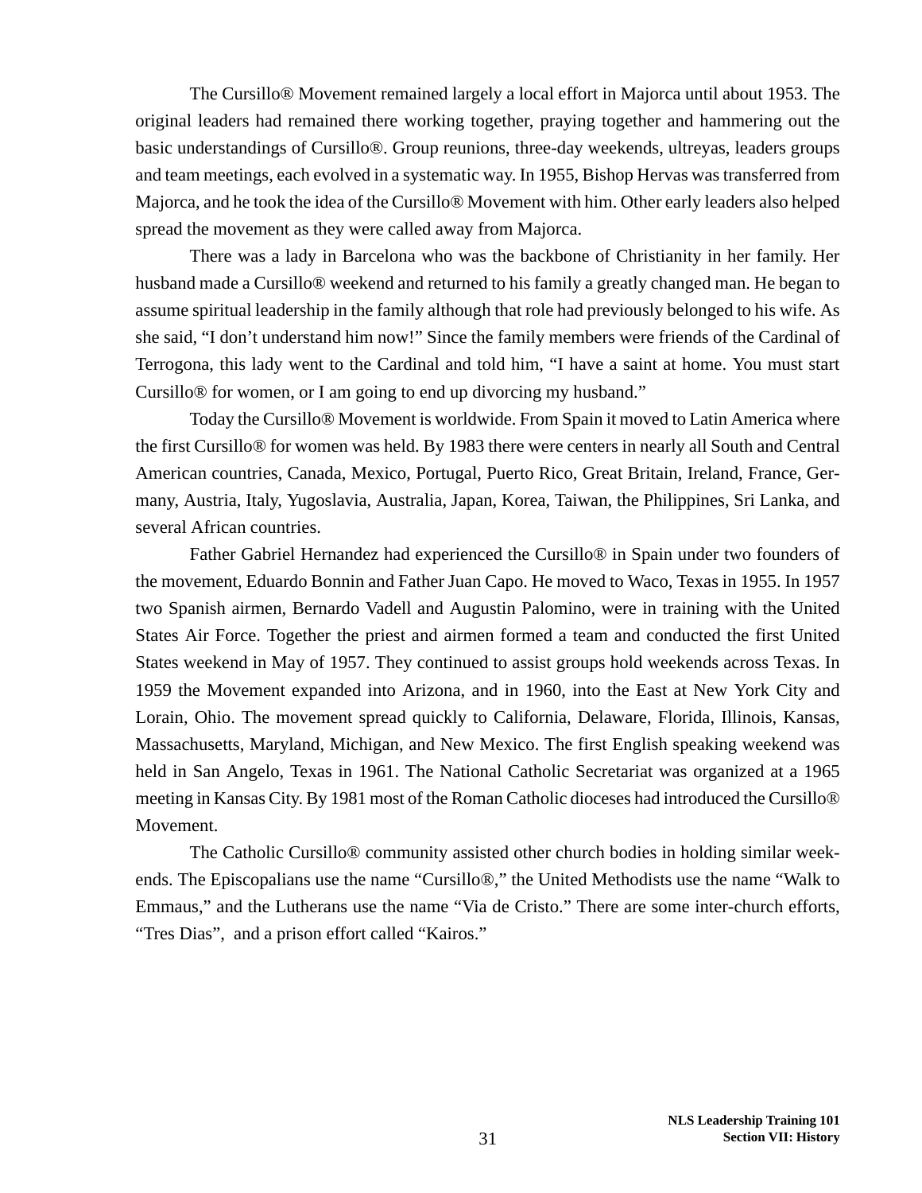The Cursillo® Movement remained largely a local effort in Majorca until about 1953. The original leaders had remained there working together, praying together and hammering out the basic understandings of Cursillo®. Group reunions, three-day weekends, ultreyas, leaders groups and team meetings, each evolved in a systematic way. In 1955, Bishop Hervas was transferred from Majorca, and he took the idea of the Cursillo® Movement with him. Other early leaders also helped spread the movement as they were called away from Majorca.

There was a lady in Barcelona who was the backbone of Christianity in her family. Her husband made a Cursillo® weekend and returned to his family a greatly changed man. He began to assume spiritual leadership in the family although that role had previously belonged to his wife. As she said, "I don't understand him now!" Since the family members were friends of the Cardinal of Terrogona, this lady went to the Cardinal and told him, "I have a saint at home. You must start Cursillo® for women, or I am going to end up divorcing my husband."

Today the Cursillo® Movement is worldwide. From Spain it moved to Latin America where the first Cursillo® for women was held. By 1983 there were centers in nearly all South and Central American countries, Canada, Mexico, Portugal, Puerto Rico, Great Britain, Ireland, France, Germany, Austria, Italy, Yugoslavia, Australia, Japan, Korea, Taiwan, the Philippines, Sri Lanka, and several African countries.

Father Gabriel Hernandez had experienced the Cursillo® in Spain under two founders of the movement, Eduardo Bonnin and Father Juan Capo. He moved to Waco, Texas in 1955. In 1957 two Spanish airmen, Bernardo Vadell and Augustin Palomino, were in training with the United States Air Force. Together the priest and airmen formed a team and conducted the first United States weekend in May of 1957. They continued to assist groups hold weekends across Texas. In 1959 the Movement expanded into Arizona, and in 1960, into the East at New York City and Lorain, Ohio. The movement spread quickly to California, Delaware, Florida, Illinois, Kansas, Massachusetts, Maryland, Michigan, and New Mexico. The first English speaking weekend was held in San Angelo, Texas in 1961. The National Catholic Secretariat was organized at a 1965 meeting in Kansas City. By 1981 most of the Roman Catholic dioceses had introduced the Cursillo® Movement.

The Catholic Cursillo® community assisted other church bodies in holding similar weekends. The Episcopalians use the name "Cursillo®," the United Methodists use the name "Walk to Emmaus," and the Lutherans use the name "Via de Cristo." There are some inter-church efforts, "Tres Dias", and a prison effort called "Kairos."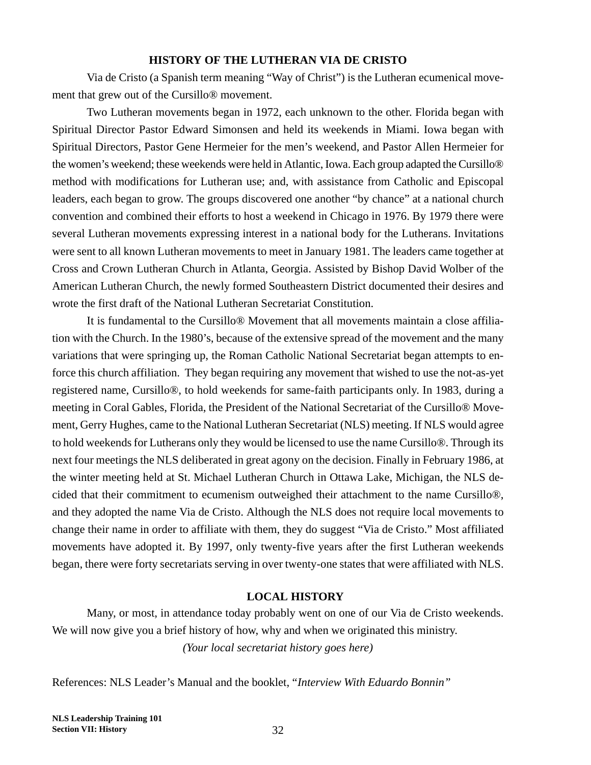## HISTORY OF THE LUTHERAN VIA DE CRISTO

Via de Cristo (a Spanish term meaning "Way of Christ") is the Lutheran ecumenical movement that grew out of the Cursillo® movement.

Two Lutheran movements began in 1972, each unknown to the other. Florida began with Spiritual Director Pastor Edward Simonsen and held its weekends in Miami. Iowa began with Spiritual Directors, Pastor Gene Hermeier for the men's weekend, and Pastor Allen Hermeier for the women's weekend; these weekends were held in Atlantic, Iowa. Each group adapted the Cursillo® method with modifications for Lutheran use; and, with assistance from Catholic and Episcopal leaders, each began to grow. The groups discovered one another "by chance" at a national church convention and combined their efforts to host a weekend in Chicago in 1976. By 1979 there were several Lutheran movements expressing interest in a national body for the Lutherans. Invitations were sent to all known Lutheran movements to meet in January 1981. The leaders came together at Cross and Crown Lutheran Church in Atlanta, Georgia. Assisted by Bishop David Wolber of the American Lutheran Church, the newly formed Southeastern District documented their desires and wrote the first draft of the National Lutheran Secretariat Constitution.

It is fundamental to the Cursillo® Movement that all movements maintain a close affiliation with the Church. In the 1980's, because of the extensive spread of the movement and the many variations that were springing up, the Roman Catholic National Secretariat began attempts to enforce this church affiliation. They began requiring any movement that wished to use the not-as-yet registered name, Cursillo®, to hold weekends for same-faith participants only. In 1983, during a meeting in Coral Gables, Florida, the President of the National Secretariat of the Cursillo® Movement, Gerry Hughes, came to the National Lutheran Secretariat (NLS) meeting. If NLS would agree to hold weekends for Lutherans only they would be licensed to use the name Cursillo®. Through its next four meetings the NLS deliberated in great agony on the decision. Finally in February 1986, at the winter meeting held at St. Michael Lutheran Church in Ottawa Lake, Michigan, the NLS decided that their commitment to ecumenism outweighed their attachment to the name Cursillo®, and they adopted the name Via de Cristo. Although the NLS does not require local movements to change their name in order to affiliate with them, they do suggest "Via de Cristo." Most affiliated movements have adopted it. By 1997, only twenty-five years after the first Lutheran weekends began, there were forty secretariats serving in over twenty-one states that were affiliated with NLS.

## LOCAL HISTORY

Many, or most, in attendance today probably went on one of our Via de Cristo weekends. We will now give you a brief history of how, why and when we originated this ministry.

*(Your local secretariat history goes here)*

References: NLS Leader's Manual and the booklet, "*Interview With Eduardo Bonnin*"